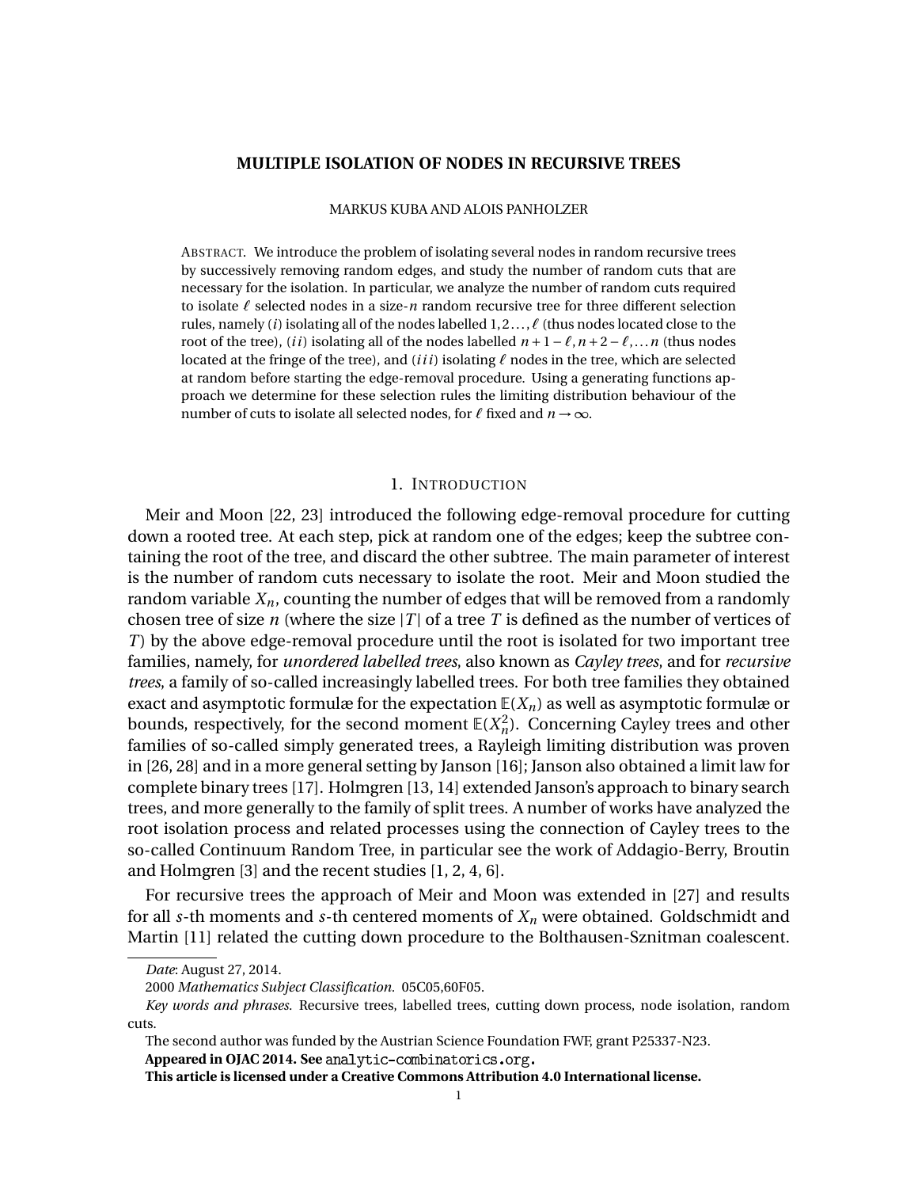# MULTIPLE ISOLATION OF NODES IN RECURSIVE TREES

MARKUS KUBA AND ALOIS PANHOLZER

ABSTRACT. We introduce the problem of isolating several nodes in random recursive trees by successively removing random edges, and study the number of random cuts that are necessary for the isolation. In particular, we analyze the number of random cuts required to isolate $\ell$ selected nodes in a size-$n$ random recursive tree for three different selection rules, namely $(i)$ isolating all of the nodes labelled $1,2\dots,\ell$ (thus nodes located close to the root of the tree), $(ii)$ isolating all of the nodes labelled $n+1-\ell, n+2-\ell,\dots n$ (thus nodes located at the fringe of the tree), and $(iii)$ isolating $\ell$ nodes in the tree, which are selected at random before starting the edge-removal procedure. Using a generating functions approach we determine for these selection rules the limiting distribution behaviour of the number of cuts to isolate all selected nodes, for $\ell$ fixed and $n \to \infty$.

## 1. INTRODUCTION

Meir and Moon [22, 23] introduced the following edge-removal procedure for cutting down a rooted tree. At each step, pick at random one of the edges; keep the subtree containing the root of the tree, and discard the other subtree. The main parameter of interest is the number of random cuts necessary to isolate the root. Meir and Moon studied the random variable $X_n$, counting the number of edges that will be removed from a randomly chosen tree of size $n$ (where the size $|T|$ of a tree $T$ is defined as the number of vertices of $T$) by the above edge-removal procedure until the root is isolated for two important tree families, namely, for *unordered labelled trees*, also known as *Cayley trees*, and for *recursive trees*, a family of so-called increasingly labelled trees. For both tree families they obtained exact and asymptotic formulæ for the expectation $\mathbb{E}(X_n)$ as well as asymptotic formulæ or bounds, respectively, for the second moment $\mathbb{E}(X_n^2)$. Concerning Cayley trees and other families of so-called simply generated trees, a Rayleigh limiting distribution was proven in [26, 28] and in a more general setting by Janson [16]; Janson also obtained a limit law for complete binary trees [17]. Holmgren [13, 14] extended Janson's approach to binary search trees, and more generally to the family of split trees. A number of works have analyzed the root isolation process and related processes using the connection of Cayley trees to the so-called Continuum Random Tree, in particular see the work of Addagio-Berry, Broutin and Holmgren [3] and the recent studies [1, 2, 4, 6].

For recursive trees the approach of Meir and Moon was extended in [27] and results for all $s$-th moments and $s$-th centered moments of $X_n$ were obtained. Goldschmidt and Martin [11] related the cutting down procedure to the Bolthausen-Sznitman coalescent.

---

*Date*: August 27, 2014.

2000 *Mathematics Subject Classification.* 05C05,60F05.

*Key words and phrases.* Recursive trees, labelled trees, cutting down process, node isolation, random cuts.

The second author was funded by the Austrian Science Foundation FWF, grant P25337-N23.

**Appeared in OJAC 2014. See analytic-combinatorics.org.**

**This article is licensed under a Creative Commons Attribution 4.0 International license.**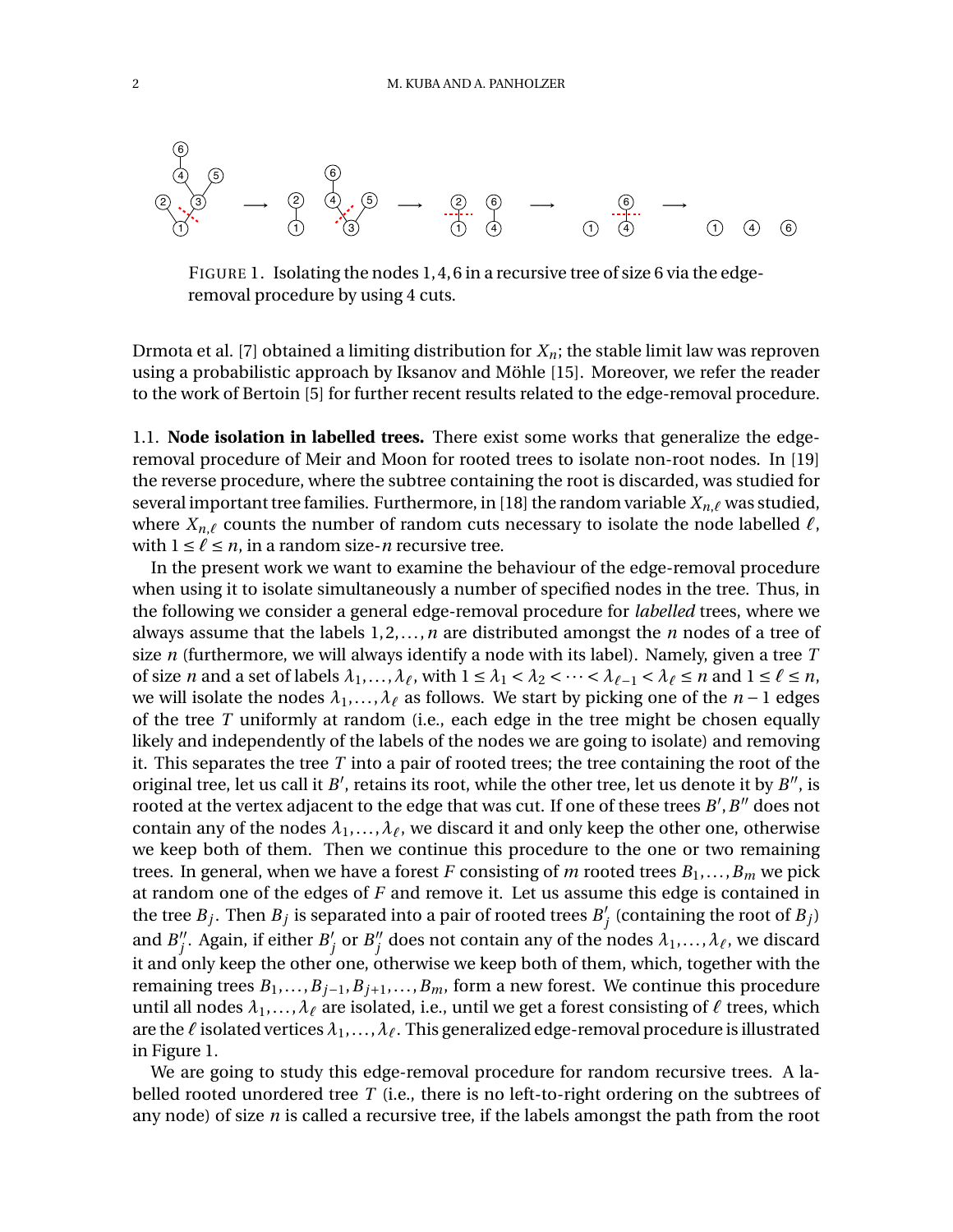FIGURE 1. Isolating the nodes 1, 4, 6 in a recursive tree of size 6 via the edge-removal procedure by using 4 cuts.

Drmota et al. [7] obtained a limiting distribution for $X_n$; the stable limit law was reproven using a probabilistic approach by Iksanov and Möhle [15]. Moreover, we refer the reader to the work of Bertoin [5] for further recent results related to the edge-removal procedure.

1.1. **Node isolation in labelled trees.** There exist some works that generalize the edge-removal procedure of Meir and Moon for rooted trees to isolate non-root nodes. In [19] the reverse procedure, where the subtree containing the root is discarded, was studied for several important tree families. Furthermore, in [18] the random variable $X_{n,\ell}$ was studied, where $X_{n,\ell}$ counts the number of random cuts necessary to isolate the node labelled $\ell$, with $1 \le \ell \le n$, in a random size-$n$ recursive tree.

In the present work we want to examine the behaviour of the edge-removal procedure when using it to isolate simultaneously a number of specified nodes in the tree. Thus, in the following we consider a general edge-removal procedure for *labelled* trees, where we always assume that the labels $1, 2, \dots, n$ are distributed amongst the $n$ nodes of a tree of size $n$ (furthermore, we will always identify a node with its label). Namely, given a tree $T$ of size $n$ and a set of labels $\lambda_1, \dots, \lambda_\ell$, with $1 \le \lambda_1 < \lambda_2 < \cdots < \lambda_{\ell-1} < \lambda_\ell \le n$ and $1 \le \ell \le n$, we will isolate the nodes $\lambda_1, \dots, \lambda_\ell$ as follows. We start by picking one of the $n-1$ edges of the tree $T$ uniformly at random (i.e., each edge in the tree might be chosen equally likely and independently of the labels of the nodes we are going to isolate) and removing it. This separates the tree $T$ into a pair of rooted trees; the tree containing the root of the original tree, let us call it $B'$, retains its root, while the other tree, let us denote it by $B''$, is rooted at the vertex adjacent to the edge that was cut. If one of these trees $B', B''$ does not contain any of the nodes $\lambda_1, \dots, \lambda_\ell$, we discard it and only keep the other one, otherwise we keep both of them. Then we continue this procedure to the one or two remaining trees. In general, when we have a forest $F$ consisting of $m$ rooted trees $B_1, \dots, B_m$ we pick at random one of the edges of $F$ and remove it. Let us assume this edge is contained in the tree $B_j$. Then $B_j$ is separated into a pair of rooted trees $B_j'$ (containing the root of $B_j$) and $B_j''$. Again, if either $B_j'$ or $B_j''$ does not contain any of the nodes $\lambda_1, \dots, \lambda_\ell$, we discard it and only keep the other one, otherwise we keep both of them, which, together with the remaining trees $B_1, \dots, B_{j-1}, B_{j+1}, \dots, B_m$, form a new forest. We continue this procedure until all nodes $\lambda_1, \dots, \lambda_\ell$ are isolated, i.e., until we get a forest consisting of $\ell$ trees, which are the $\ell$ isolated vertices $\lambda_1, \dots, \lambda_\ell$. This generalized edge-removal procedure is illustrated in Figure 1.

We are going to study this edge-removal procedure for random recursive trees. A labelled rooted unordered tree $T$ (i.e., there is no left-to-right ordering on the subtrees of any node) of size $n$ is called a recursive tree, if the labels amongst the path from the root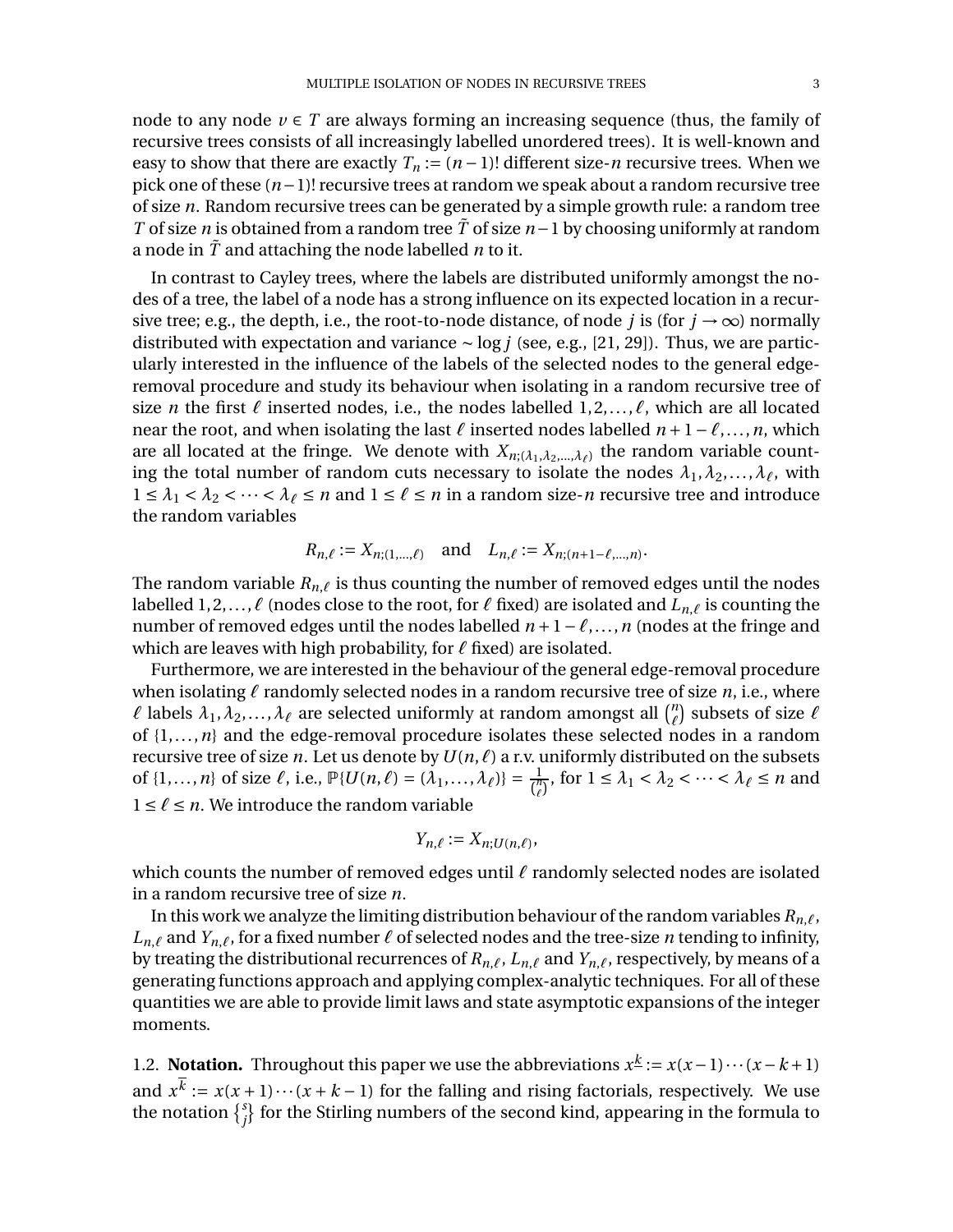node to any node $v \in T$ are always forming an increasing sequence (thus, the family of recursive trees consists of all increasingly labelled unordered trees). It is well-known and easy to show that there are exactly $T_n := (n-1)!$ different size-$n$ recursive trees. When we pick one of these $(n-1)!$ recursive trees at random we speak about a random recursive tree of size $n$. Random recursive trees can be generated by a simple growth rule: a random tree $T$ of size $n$ is obtained from a random tree $\tilde{T}$ of size $n-1$ by choosing uniformly at random a node in $\tilde{T}$ and attaching the node labelled $n$ to it.

In contrast to Cayley trees, where the labels are distributed uniformly amongst the nodes of a tree, the label of a node has a strong influence on its expected location in a recursive tree; e.g., the depth, i.e., the root-to-node distance, of node $j$ is (for $j \to \infty$) normally distributed with expectation and variance $\sim \log j$ (see, e.g., [21, 29]). Thus, we are particularly interested in the influence of the labels of the selected nodes to the general edge-removal procedure and study its behaviour when isolating in a random recursive tree of size $n$ the first $\ell$ inserted nodes, i.e., the nodes labelled $1, 2, \ldots, \ell$, which are all located near the root, and when isolating the last $\ell$ inserted nodes labelled $n+1-\ell, \ldots, n$, which are all located at the fringe. We denote with $X_{n;(\lambda_1,\lambda_2,\ldots,\lambda_\ell)}$ the random variable counting the total number of random cuts necessary to isolate the nodes $\lambda_1, \lambda_2, \ldots, \lambda_\ell$, with $1 \le \lambda_1 < \lambda_2 < \cdots < \lambda_\ell \le n$ and $1 \le \ell \le n$ in a random size-$n$ recursive tree and introduce the random variables

$$R_{n,\ell} := X_{n;(1,\ldots,\ell)} \quad \text{and} \quad L_{n,\ell} := X_{n;(n+1-\ell,\ldots,n)}.$$

The random variable $R_{n,\ell}$ is thus counting the number of removed edges until the nodes labelled $1, 2, \ldots, \ell$ (nodes close to the root, for $\ell$ fixed) are isolated and $L_{n,\ell}$ is counting the number of removed edges until the nodes labelled $n+1-\ell, \ldots, n$ (nodes at the fringe and which are leaves with high probability, for $\ell$ fixed) are isolated.

Furthermore, we are interested in the behaviour of the general edge-removal procedure when isolating $\ell$ randomly selected nodes in a random recursive tree of size $n$, i.e., where $\ell$ labels $\lambda_1, \lambda_2, \ldots, \lambda_\ell$ are selected uniformly at random amongst all $\binom{n}{\ell}$ subsets of size $\ell$ of $\{1, \ldots, n\}$ and the edge-removal procedure isolates these selected nodes in a random recursive tree of size $n$. Let us denote by $U(n,\ell)$ a r.v. uniformly distributed on the subsets of $\{1, \ldots, n\}$ of size $\ell$, i.e., $\mathbb{P}\{U(n,\ell) = (\lambda_1, \ldots, \lambda_\ell)\} = \frac{1}{\binom{n}{\ell}}$, for $1 \le \lambda_1 < \lambda_2 < \cdots < \lambda_\ell \le n$ and $1 \le \ell \le n$. We introduce the random variable

$$Y_{n,\ell} := X_{n;U(n,\ell)},$$

which counts the number of removed edges until $\ell$ randomly selected nodes are isolated in a random recursive tree of size $n$.

In this work we analyze the limiting distribution behaviour of the random variables $R_{n,\ell}$, $L_{n,\ell}$ and $Y_{n,\ell}$, for a fixed number $\ell$ of selected nodes and the tree-size $n$ tending to infinity, by treating the distributional recurrences of $R_{n,\ell}$, $L_{n,\ell}$ and $Y_{n,\ell}$, respectively, by means of a generating functions approach and applying complex-analytic techniques. For all of these quantities we are able to provide limit laws and state asymptotic expansions of the integer moments.

1.2. **Notation.** Throughout this paper we use the abbreviations $x^{\underline{k}} := x(x-1)\cdots(x-k+1)$ and $x^{\overline{k}} := x(x+1)\cdots(x+k-1)$ for the falling and rising factorials, respectively. We use the notation $\left\{ {s \atop j} \right\}$ for the Stirling numbers of the second kind, appearing in the formula to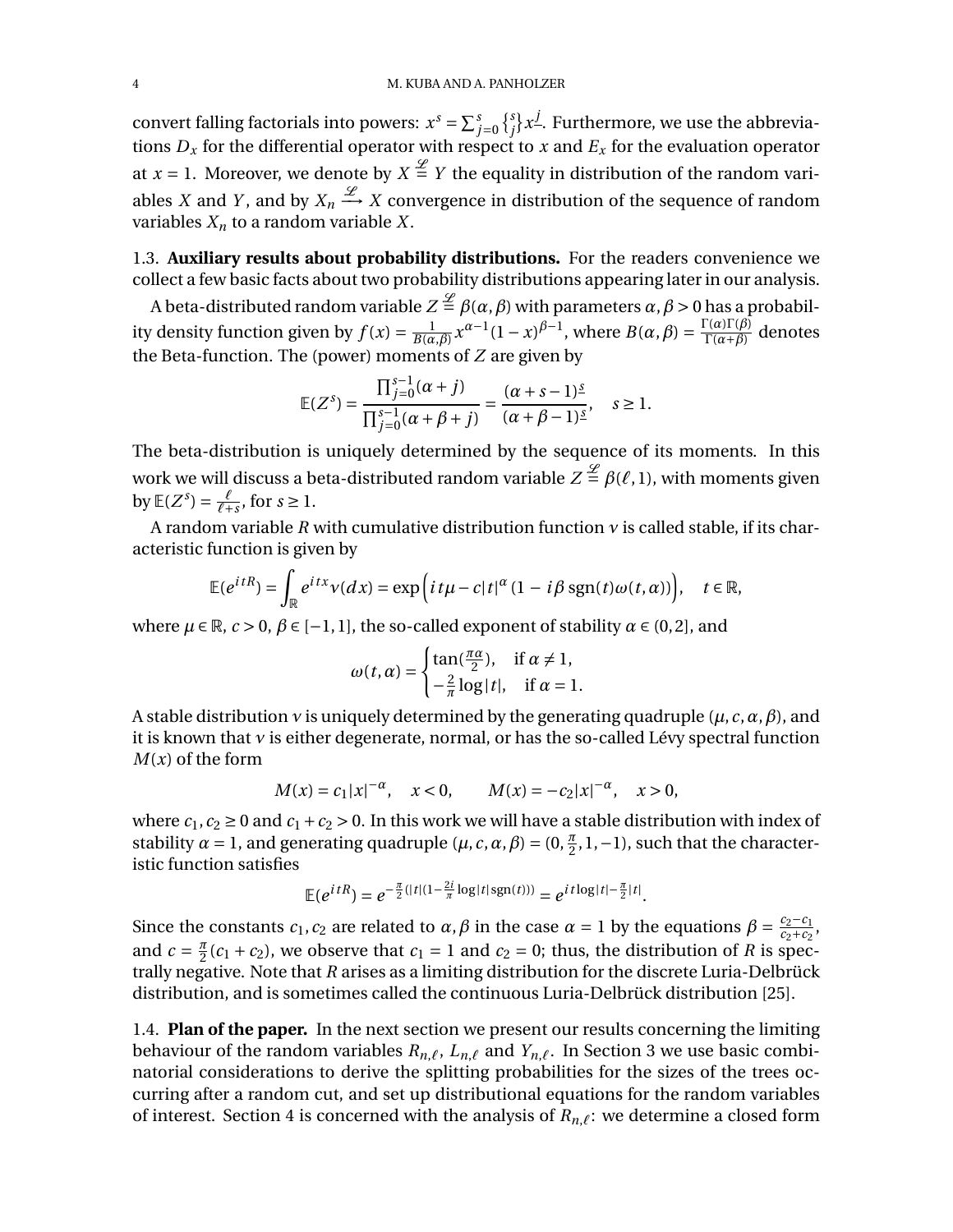convert falling factorials into powers: $x^s = \sum_{j=0}^{s} {s \brace j} x^{\underline{j}}$. Furthermore, we use the abbreviations $D_x$ for the differential operator with respect to $x$ and $E_x$ for the evaluation operator at $x = 1$. Moreover, we denote by $X \stackrel{\mathcal{L}}{=} Y$ the equality in distribution of the random variables $X$ and $Y$, and by $X_n \xrightarrow{\mathcal{L}} X$ convergence in distribution of the sequence of random variables $X_n$ to a random variable $X$.

### 1.3. Auxiliary results about probability distributions.

For the readers convenience we collect a few basic facts about two probability distributions appearing later in our analysis.

A beta-distributed random variable $Z \stackrel{\mathcal{L}}{=} \beta(\alpha, \beta)$ with parameters $\alpha, \beta > 0$ has a probability density function given by $f(x) = \frac{1}{B(\alpha,\beta)} x^{\alpha-1}(1-x)^{\beta-1}$, where $B(\alpha,\beta) = \frac{\Gamma(\alpha)\Gamma(\beta)}{\Gamma(\alpha+\beta)}$ denotes the Beta-function. The (power) moments of $Z$ are given by

$$\mathbb{E}(Z^s) = \frac{\prod_{j=0}^{s-1}(\alpha+j)}{\prod_{j=0}^{s-1}(\alpha+\beta+j)} = \frac{(\alpha+s-1)^{\underline{s}}}{(\alpha+\beta-1)^{\underline{s}}}, \quad s \geq 1.$$

The beta-distribution is uniquely determined by the sequence of its moments. In this work we will discuss a beta-distributed random variable $Z \stackrel{\mathcal{L}}{=} \beta(\ell, 1)$, with moments given by $\mathbb{E}(Z^s) = \frac{\ell}{\ell+s}$, for $s \geq 1$.

A random variable $R$ with cumulative distribution function $\nu$ is called stable, if its characteristic function is given by

$$\mathbb{E}(e^{itR}) = \int_{\mathbb{R}} e^{itx}\nu(dx) = \exp\Big(it\mu - c|t|^{\alpha}\left(1 - i\beta\,\mathrm{sgn}(t)\omega(t,\alpha)\right)\Big), \quad t \in \mathbb{R},$$

where $\mu \in \mathbb{R}$, $c > 0$, $\beta \in [-1,1]$, the so-called exponent of stability $\alpha \in (0,2]$, and

$$\omega(t,\alpha) = \begin{cases} \tan(\frac{\pi\alpha}{2}), & \text{if } \alpha \neq 1, \\ -\frac{2}{\pi}\log|t|, & \text{if } \alpha = 1. \end{cases}$$

A stable distribution $\nu$ is uniquely determined by the generating quadruple $(\mu, c, \alpha, \beta)$, and it is known that $\nu$ is either degenerate, normal, or has the so-called Lévy spectral function $M(x)$ of the form

$$M(x) = c_1|x|^{-\alpha}, \quad x < 0, \qquad M(x) = -c_2|x|^{-\alpha}, \quad x > 0,$$

where $c_1, c_2 \geq 0$ and $c_1 + c_2 > 0$. In this work we will have a stable distribution with index of stability $\alpha = 1$, and generating quadruple $(\mu, c, \alpha, \beta) = (0, \frac{\pi}{2}, 1, -1)$, such that the characteristic function satisfies

$$\mathbb{E}(e^{itR}) = e^{-\frac{\pi}{2}(|t|(1-\frac{2i}{\pi}\log|t|\,\mathrm{sgn}(t)))} = e^{it\log|t| - \frac{\pi}{2}|t|}.$$

Since the constants $c_1, c_2$ are related to $\alpha, \beta$ in the case $\alpha = 1$ by the equations $\beta = \frac{c_2-c_1}{c_2+c_2}$, and $c = \frac{\pi}{2}(c_1 + c_2)$, we observe that $c_1 = 1$ and $c_2 = 0$; thus, the distribution of $R$ is spectrally negative. Note that $R$ arises as a limiting distribution for the discrete Luria-Delbrück distribution, and is sometimes called the continuous Luria-Delbrück distribution [25].

### 1.4. Plan of the paper.

In the next section we present our results concerning the limiting behaviour of the random variables $R_{n,\ell}$, $L_{n,\ell}$ and $Y_{n,\ell}$. In Section 3 we use basic combinatorial considerations to derive the splitting probabilities for the sizes of the trees occurring after a random cut, and set up distributional equations for the random variables of interest. Section 4 is concerned with the analysis of $R_{n,\ell}$: we determine a closed form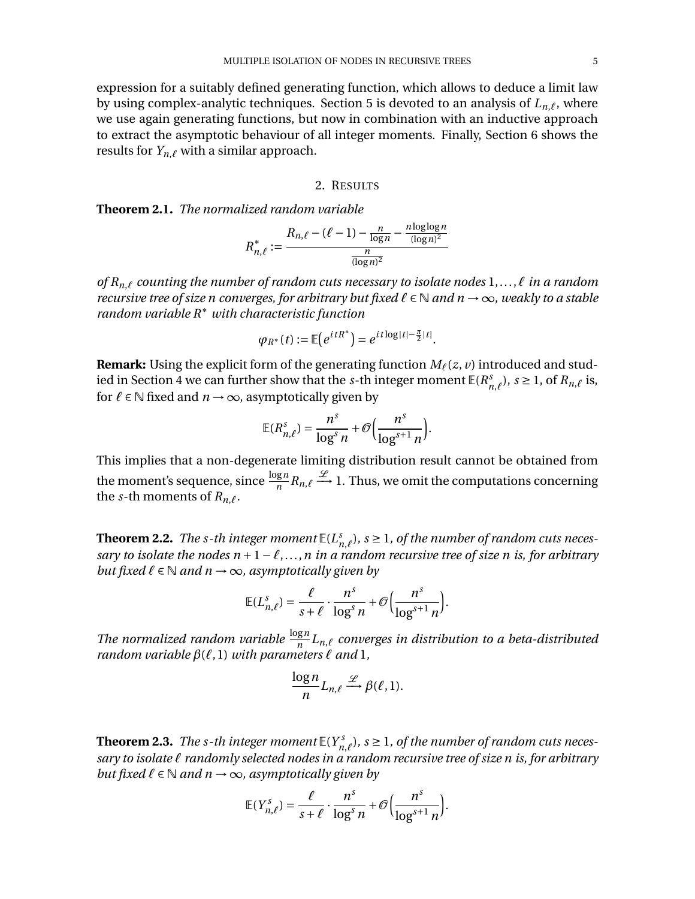expression for a suitably defined generating function, which allows to deduce a limit law by using complex-analytic techniques. Section 5 is devoted to an analysis of $L_{n,\ell}$, where we use again generating functions, but now in combination with an inductive approach to extract the asymptotic behaviour of all integer moments. Finally, Section 6 shows the results for $Y_{n,\ell}$ with a similar approach.

## 2. Results

**Theorem 2.1.** *The normalized random variable*

$$R_{n,\ell}^* := \frac{R_{n,\ell} - (\ell - 1) - \frac{n}{\log n} - \frac{n \log\log n}{(\log n)^2}}{\frac{n}{(\log n)^2}}$$

*of $R_{n,\ell}$ counting the number of random cuts necessary to isolate nodes $1, \dots, \ell$ in a random recursive tree of size $n$ converges, for arbitrary but fixed $\ell \in \mathbb{N}$ and $n \to \infty$, weakly to a stable random variable $R^*$ with characteristic function*

$$\varphi_{R^*}(t) := \mathbb{E}\big(e^{itR^*}\big) = e^{it\log|t| - \frac{\pi}{2}|t|}.$$

**Remark:** Using the explicit form of the generating function $M_\ell(z, v)$ introduced and studied in Section 4 we can further show that the $s$-th integer moment $\mathbb{E}(R_{n,\ell}^s)$, $s \geq 1$, of $R_{n,\ell}$ is, for $\ell \in \mathbb{N}$ fixed and $n \to \infty$, asymptotically given by

$$\mathbb{E}(R_{n,\ell}^s) = \frac{n^s}{\log^s n} + \mathcal{O}\Big(\frac{n^s}{\log^{s+1} n}\Big).$$

This implies that a non-degenerate limiting distribution result cannot be obtained from the moment's sequence, since $\frac{\log n}{n} R_{n,\ell} \xrightarrow{\mathcal{L}} 1$. Thus, we omit the computations concerning the $s$-th moments of $R_{n,\ell}$.

**Theorem 2.2.** *The $s$-th integer moment $\mathbb{E}(L_{n,\ell}^s)$, $s \geq 1$, of the number of random cuts necessary to isolate the nodes $n+1-\ell, \dots, n$ in a random recursive tree of size $n$ is, for arbitrary but fixed $\ell \in \mathbb{N}$ and $n \to \infty$, asymptotically given by*

$$\mathbb{E}(L_{n,\ell}^s) = \frac{\ell}{s+\ell} \cdot \frac{n^s}{\log^s n} + \mathcal{O}\Big(\frac{n^s}{\log^{s+1} n}\Big).$$

*The normalized random variable $\frac{\log n}{n} L_{n,\ell}$ converges in distribution to a beta-distributed random variable $\beta(\ell, 1)$ with parameters $\ell$ and $1$,*

$$\frac{\log n}{n} L_{n,\ell} \xrightarrow{\mathcal{L}} \beta(\ell, 1).$$

**Theorem 2.3.** *The $s$-th integer moment $\mathbb{E}(Y_{n,\ell}^s)$, $s \geq 1$, of the number of random cuts necessary to isolate $\ell$ randomly selected nodes in a random recursive tree of size $n$ is, for arbitrary but fixed $\ell \in \mathbb{N}$ and $n \to \infty$, asymptotically given by*

$$\mathbb{E}(Y_{n,\ell}^s) = \frac{\ell}{s+\ell} \cdot \frac{n^s}{\log^s n} + \mathcal{O}\Big(\frac{n^s}{\log^{s+1} n}\Big).$$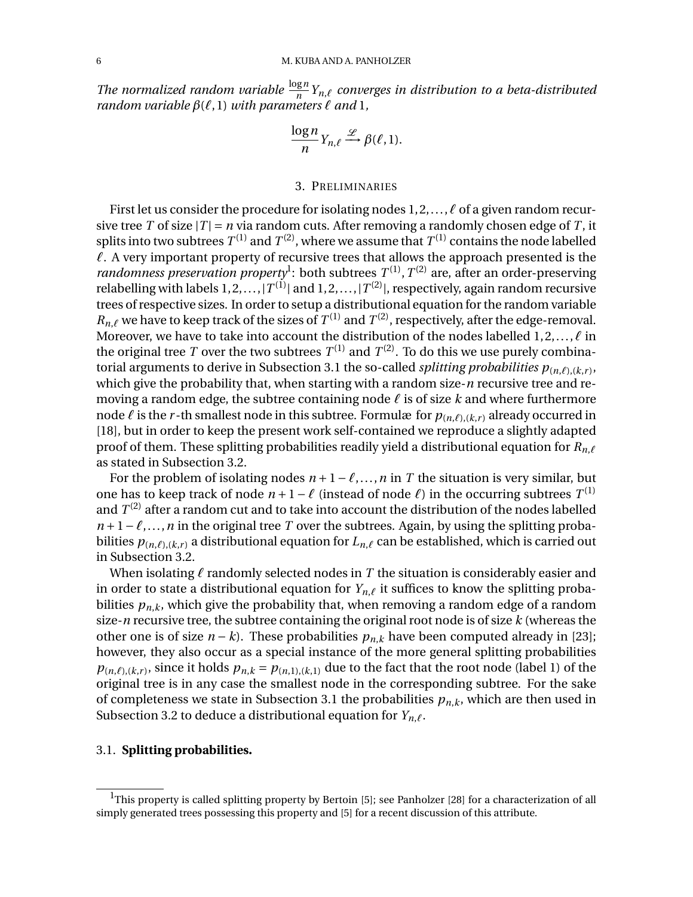*The normalized random variable $\frac{\log n}{n} Y_{n,\ell}$ converges in distribution to a beta-distributed random variable $\beta(\ell, 1)$ with parameters $\ell$ and 1,*

$$\frac{\log n}{n} Y_{n,\ell} \xrightarrow{\mathscr{L}} \beta(\ell, 1).$$

## 3. Preliminaries

First let us consider the procedure for isolating nodes $1, 2, \ldots, \ell$ of a given random recursive tree $T$ of size $|T| = n$ via random cuts. After removing a randomly chosen edge of $T$, it splits into two subtrees $T^{(1)}$ and $T^{(2)}$, where we assume that $T^{(1)}$ contains the node labelled $\ell$. A very important property of recursive trees that allows the approach presented is the *randomness preservation property*[1]: both subtrees $T^{(1)}, T^{(2)}$ are, after an order-preserving relabelling with labels $1, 2, \ldots, |T^{(1)}|$ and $1, 2, \ldots, |T^{(2)}|$, respectively, again random recursive trees of respective sizes. In order to setup a distributional equation for the random variable $R_{n,\ell}$ we have to keep track of the sizes of $T^{(1)}$ and $T^{(2)}$, respectively, after the edge-removal. Moreover, we have to take into account the distribution of the nodes labelled $1, 2, \ldots, \ell$ in the original tree $T$ over the two subtrees $T^{(1)}$ and $T^{(2)}$. To do this we use purely combinatorial arguments to derive in Subsection 3.1 the so-called *splitting probabilities* $p_{(n,\ell),(k,r)}$, which give the probability that, when starting with a random size-$n$ recursive tree and removing a random edge, the subtree containing node $\ell$ is of size $k$ and where furthermore node $\ell$ is the $r$-th smallest node in this subtree. Formulæ for $p_{(n,\ell),(k,r)}$ already occurred in [18], but in order to keep the present work self-contained we reproduce a slightly adapted proof of them. These splitting probabilities readily yield a distributional equation for $R_{n,\ell}$ as stated in Subsection 3.2.

For the problem of isolating nodes $n+1-\ell, \ldots, n$ in $T$ the situation is very similar, but one has to keep track of node $n+1-\ell$ (instead of node $\ell$) in the occurring subtrees $T^{(1)}$ and $T^{(2)}$ after a random cut and to take into account the distribution of the nodes labelled $n+1-\ell, \ldots, n$ in the original tree $T$ over the subtrees. Again, by using the splitting probabilities $p_{(n,\ell),(k,r)}$ a distributional equation for $L_{n,\ell}$ can be established, which is carried out in Subsection 3.2.

When isolating $\ell$ randomly selected nodes in $T$ the situation is considerably easier and in order to state a distributional equation for $Y_{n,\ell}$ it suffices to know the splitting probabilities $p_{n,k}$, which give the probability that, when removing a random edge of a random size-$n$ recursive tree, the subtree containing the original root node is of size $k$ (whereas the other one is of size $n-k$). These probabilities $p_{n,k}$ have been computed already in [23]; however, they also occur as a special instance of the more general splitting probabilities $p_{(n,\ell),(k,r)}$, since it holds $p_{n,k} = p_{(n,1),(k,1)}$ due to the fact that the root node (label 1) of the original tree is in any case the smallest node in the corresponding subtree. For the sake of completeness we state in Subsection 3.1 the probabilities $p_{n,k}$, which are then used in Subsection 3.2 to deduce a distributional equation for $Y_{n,\ell}$.

### 3.1. Splitting probabilities.

[1] This property is called splitting property by Bertoin [5]; see Panholzer [28] for a characterization of all simply generated trees possessing this property and [5] for a recent discussion of this attribute.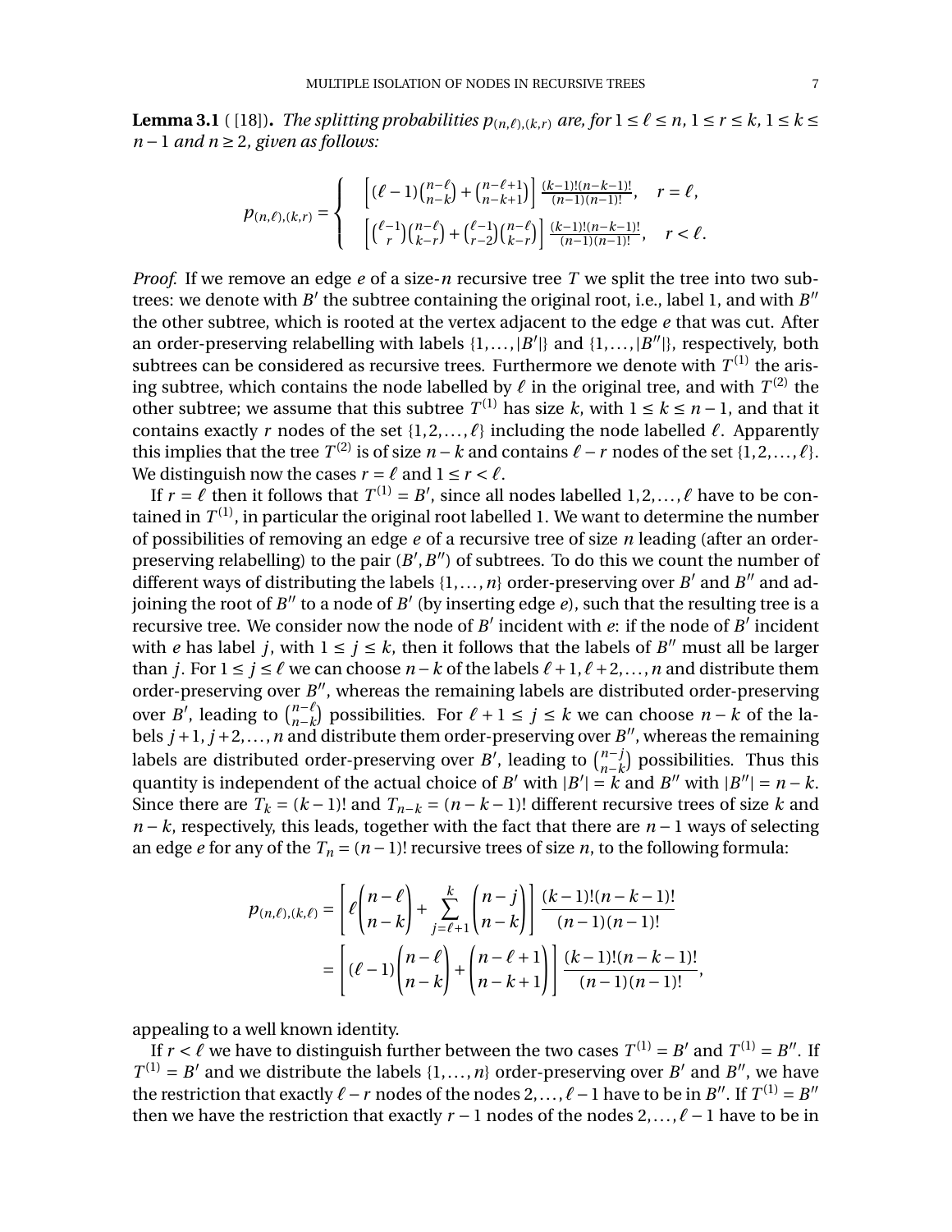**Lemma 3.1** ( [18]). *The splitting probabilities $p_{(n,\ell),(k,r)}$ are, for $1 \le \ell \le n$, $1 \le r \le k$, $1 \le k \le n-1$ and $n \ge 2$, given as follows:*

$$p_{(n,\ell),(k,r)} = \begin{cases} \left[(\ell-1)\binom{n-\ell}{n-k} + \binom{n-\ell+1}{n-k+1}\right] \frac{(k-1)!(n-k-1)!}{(n-1)(n-1)!}, & r = \ell, \\ \left[\binom{\ell-1}{r}\binom{n-\ell}{k-r} + \binom{\ell-1}{r-2}\binom{n-\ell}{k-r}\right] \frac{(k-1)!(n-k-1)!}{(n-1)(n-1)!}, & r < \ell. \end{cases}$$

*Proof.* If we remove an edge $e$ of a size-$n$ recursive tree $T$ we split the tree into two subtrees: we denote with $B'$ the subtree containing the original root, i.e., label 1, and with $B''$ the other subtree, which is rooted at the vertex adjacent to the edge $e$ that was cut. After an order-preserving relabelling with labels $\{1,\ldots,|B'|\}$ and $\{1,\ldots,|B''|\}$, respectively, both subtrees can be considered as recursive trees. Furthermore we denote with $T^{(1)}$ the arising subtree, which contains the node labelled by $\ell$ in the original tree, and with $T^{(2)}$ the other subtree; we assume that this subtree $T^{(1)}$ has size $k$, with $1 \le k \le n-1$, and that it contains exactly $r$ nodes of the set $\{1,2,\ldots,\ell\}$ including the node labelled $\ell$. Apparently this implies that the tree $T^{(2)}$ is of size $n-k$ and contains $\ell - r$ nodes of the set $\{1,2,\ldots,\ell\}$. We distinguish now the cases $r = \ell$ and $1 \le r < \ell$.

If $r = \ell$ then it follows that $T^{(1)} = B'$, since all nodes labelled $1,2,\ldots,\ell$ have to be contained in $T^{(1)}$, in particular the original root labelled 1. We want to determine the number of possibilities of removing an edge $e$ of a recursive tree of size $n$ leading (after an order-preserving relabelling) to the pair $(B', B'')$ of subtrees. To do this we count the number of different ways of distributing the labels $\{1,\ldots,n\}$ order-preserving over $B'$ and $B''$ and adjoining the root of $B''$ to a node of $B'$ (by inserting edge $e$), such that the resulting tree is a recursive tree. We consider now the node of $B'$ incident with $e$: if the node of $B'$ incident with $e$ has label $j$, with $1 \le j \le k$, then it follows that the labels of $B''$ must all be larger than $j$. For $1 \le j \le \ell$ we can choose $n-k$ of the labels $\ell+1, \ell+2, \ldots, n$ and distribute them order-preserving over $B''$, whereas the remaining labels are distributed order-preserving over $B'$, leading to $\binom{n-\ell}{n-k}$ possibilities. For $\ell+1 \le j \le k$ we can choose $n-k$ of the labels $j+1, j+2, \ldots, n$ and distribute them order-preserving over $B''$, whereas the remaining labels are distributed order-preserving over $B'$, leading to $\binom{n-j}{n-k}$ possibilities. Thus this quantity is independent of the actual choice of $B'$ with $|B'| = k$ and $B''$ with $|B''| = n-k$. Since there are $T_k = (k-1)!$ and $T_{n-k} = (n-k-1)!$ different recursive trees of size $k$ and $n-k$, respectively, this leads, together with the fact that there are $n-1$ ways of selecting an edge $e$ for any of the $T_n = (n-1)!$ recursive trees of size $n$, to the following formula:

$$\begin{aligned} p_{(n,\ell),(k,\ell)} &= \left[\ell\binom{n-\ell}{n-k} + \sum_{j=\ell+1}^{k}\binom{n-j}{n-k}\right] \frac{(k-1)!(n-k-1)!}{(n-1)(n-1)!} \\ &= \left[(\ell-1)\binom{n-\ell}{n-k} + \binom{n-\ell+1}{n-k+1}\right] \frac{(k-1)!(n-k-1)!}{(n-1)(n-1)!}, \end{aligned}$$

appealing to a well known identity.

If $r < \ell$ we have to distinguish further between the two cases $T^{(1)} = B'$ and $T^{(1)} = B''$. If $T^{(1)} = B'$ and we distribute the labels $\{1,\ldots,n\}$ order-preserving over $B'$ and $B''$, we have the restriction that exactly $\ell - r$ nodes of the nodes $2,\ldots,\ell-1$ have to be in $B''$. If $T^{(1)} = B''$ then we have the restriction that exactly $r-1$ nodes of the nodes $2,\ldots,\ell-1$ have to be in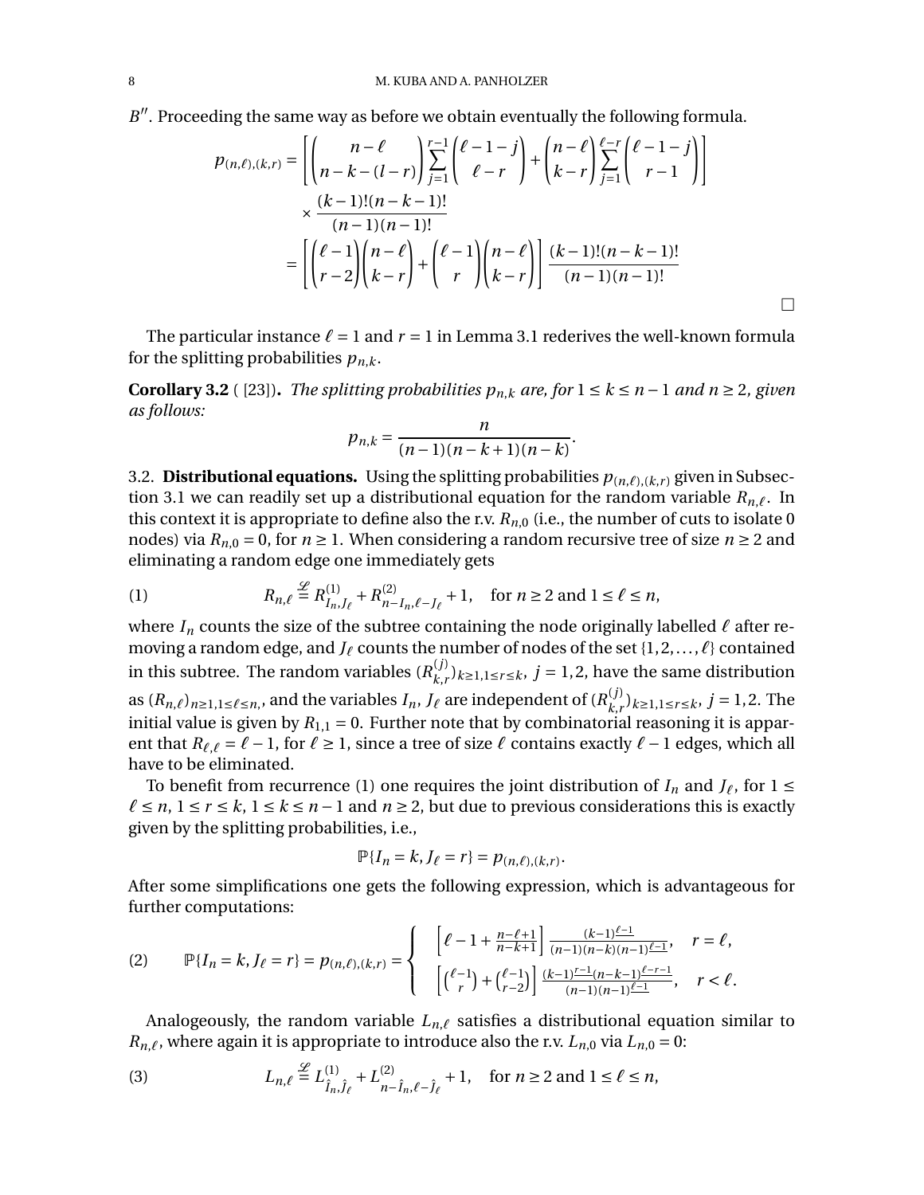$B''$. Proceeding the same way as before we obtain eventually the following formula.

$$
\begin{aligned}
p_{(n,\ell),(k,r)} &= \left[\binom{n-\ell}{n-k-(l-r)}\sum_{j=1}^{r-1}\binom{\ell-1-j}{\ell-r} + \binom{n-\ell}{k-r}\sum_{j=1}^{\ell-r}\binom{\ell-1-j}{r-1}\right] \\
&\quad \times \frac{(k-1)!(n-k-1)!}{(n-1)(n-1)!} \\
&= \left[\binom{\ell-1}{r-2}\binom{n-\ell}{k-r} + \binom{\ell-1}{r}\binom{n-\ell}{k-r}\right]\frac{(k-1)!(n-k-1)!}{(n-1)(n-1)!}
\end{aligned}
$$

□

The particular instance $\ell = 1$ and $r = 1$ in Lemma 3.1 rederives the well-known formula for the splitting probabilities $p_{n,k}$.

**Corollary 3.2** ( [23]). *The splitting probabilities $p_{n,k}$ are, for $1 \le k \le n-1$ and $n \ge 2$, given as follows:*

$$p_{n,k} = \frac{n}{(n-1)(n-k+1)(n-k)}.$$

3.2. **Distributional equations.** Using the splitting probabilities $p_{(n,\ell),(k,r)}$ given in Subsection 3.1 we can readily set up a distributional equation for the random variable $R_{n,\ell}$. In this context it is appropriate to define also the r.v. $R_{n,0}$ (i.e., the number of cuts to isolate 0 nodes) via $R_{n,0} = 0$, for $n \ge 1$. When considering a random recursive tree of size $n \ge 2$ and eliminating a random edge one immediately gets

$$R_{n,\ell} \stackrel{\mathcal{L}}{=} R^{(1)}_{I_n,J_\ell} + R^{(2)}_{n-I_n,\ell-J_\ell} + 1, \quad \text{for } n \ge 2 \text{ and } 1 \le \ell \le n, \tag{1}$$

where $I_n$ counts the size of the subtree containing the node originally labelled $\ell$ after removing a random edge, and $J_\ell$ counts the number of nodes of the set $\{1,2,\dots,\ell\}$ contained in this subtree. The random variables $(R^{(j)}_{k,r})_{k\ge 1, 1\le r\le k}$, $j = 1,2$, have the same distribution as $(R_{n,\ell})_{n\ge 1, 1\le \ell\le n}$, and the variables $I_n$, $J_\ell$ are independent of $(R^{(j)}_{k,r})_{k\ge 1, 1\le r\le k}$, $j = 1,2$. The initial value is given by $R_{1,1} = 0$. Further note that by combinatorial reasoning it is apparent that $R_{\ell,\ell} = \ell - 1$, for $\ell \ge 1$, since a tree of size $\ell$ contains exactly $\ell - 1$ edges, which all have to be eliminated.

To benefit from recurrence (1) one requires the joint distribution of $I_n$ and $J_\ell$, for $1 \le \ell \le n$, $1 \le r \le k$, $1 \le k \le n-1$ and $n \ge 2$, but due to previous considerations this is exactly given by the splitting probabilities, i.e.,

$$\mathbb{P}\{I_n = k, J_\ell = r\} = p_{(n,\ell),(k,r)}.$$

After some simplifications one gets the following expression, which is advantageous for further computations:

$$\mathbb{P}\{I_n = k, J_\ell = r\} = p_{(n,\ell),(k,r)} = \begin{cases} \left[\ell - 1 + \frac{n-\ell+1}{n-k+1}\right]\frac{(k-1)^{\underline{\ell-1}}}{(n-1)(n-k)(n-1)^{\underline{\ell-1}}}, & r = \ell, \\ \left[\binom{\ell-1}{r} + \binom{\ell-1}{r-2}\right]\frac{(k-1)^{\underline{r-1}}(n-k-1)^{\underline{\ell-r-1}}}{(n-1)(n-1)^{\underline{\ell-1}}}, & r < \ell. \end{cases} \tag{2}$$

Analogeously, the random variable $L_{n,\ell}$ satisfies a distributional equation similar to $R_{n,\ell}$, where again it is appropriate to introduce also the r.v. $L_{n,0}$ via $L_{n,0} = 0$:

$$L_{n,\ell} \stackrel{\mathcal{L}}{=} L^{(1)}_{\hat{I}_n,\hat{J}_\ell} + L^{(2)}_{n-\hat{I}_n,\ell-\hat{J}_\ell} + 1, \quad \text{for } n \ge 2 \text{ and } 1 \le \ell \le n, \tag{3}$$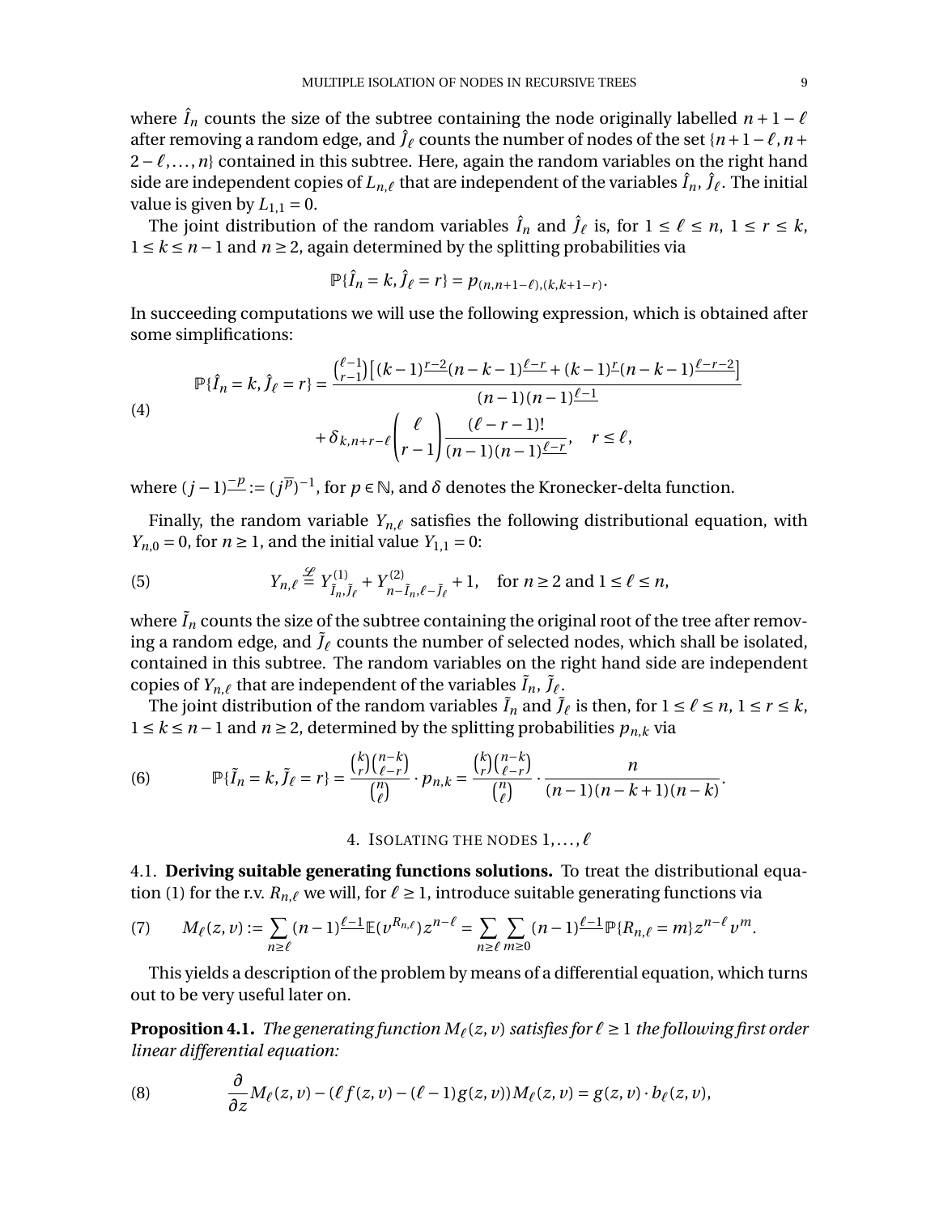where $\hat{I}_n$ counts the size of the subtree containing the node originally labelled $n+1-\ell$ after removing a random edge, and $\hat{J}_\ell$ counts the number of nodes of the set $\{n+1-\ell, n+2-\ell, \dots, n\}$ contained in this subtree. Here, again the random variables on the right hand side are independent copies of $L_{n,\ell}$ that are independent of the variables $\hat{I}_n$, $\hat{J}_\ell$. The initial value is given by $L_{1,1} = 0$.

The joint distribution of the random variables $\hat{I}_n$ and $\hat{J}_\ell$ is, for $1 \le \ell \le n$, $1 \le r \le k$, $1 \le k \le n-1$ and $n \ge 2$, again determined by the splitting probabilities via

$$\mathbb{P}\{\hat{I}_n = k, \hat{J}_\ell = r\} = p_{(n,n+1-\ell),(k,k+1-r)}.$$

In succeeding computations we will use the following expression, which is obtained after some simplifications:

$$\mathbb{P}\{\hat{I}_n = k, \hat{J}_\ell = r\} = \frac{\binom{\ell-1}{r-1}\big[(k-1)^{\underline{r-2}}(n-k-1)^{\underline{\ell-r}} + (k-1)^{\underline{r}}(n-k-1)^{\underline{\ell-r-2}}\big]}{(n-1)(n-1)^{\underline{\ell-1}}} + \delta_{k,n+r-\ell}\binom{\ell}{r-1}\frac{(\ell-r-1)!}{(n-1)(n-1)^{\underline{\ell-r}}}, \quad r \le \ell, \tag{4}$$

where $(j-1)^{\underline{-p}} := (j^{\overline{p}})^{-1}$, for $p \in \mathbb{N}$, and $\delta$ denotes the Kronecker-delta function.

Finally, the random variable $Y_{n,\ell}$ satisfies the following distributional equation, with $Y_{n,0} = 0$, for $n \ge 1$, and the initial value $Y_{1,1} = 0$:

$$Y_{n,\ell} \overset{\mathcal{L}}{=} Y^{(1)}_{\tilde{I}_n,\tilde{J}_\ell} + Y^{(2)}_{n-\tilde{I}_n,\ell-\tilde{J}_\ell} + 1, \quad \text{for } n \ge 2 \text{ and } 1 \le \ell \le n, \tag{5}$$

where $\tilde{I}_n$ counts the size of the subtree containing the original root of the tree after removing a random edge, and $\tilde{J}_\ell$ counts the number of selected nodes, which shall be isolated, contained in this subtree. The random variables on the right hand side are independent copies of $Y_{n,\ell}$ that are independent of the variables $\tilde{I}_n$, $\tilde{J}_\ell$.

The joint distribution of the random variables $\tilde{I}_n$ and $\tilde{J}_\ell$ is then, for $1 \le \ell \le n$, $1 \le r \le k$, $1 \le k \le n-1$ and $n \ge 2$, determined by the splitting probabilities $p_{n,k}$ via

$$\mathbb{P}\{\tilde{I}_n = k, \tilde{J}_\ell = r\} = \frac{\binom{k}{r}\binom{n-k}{\ell-r}}{\binom{n}{\ell}} \cdot p_{n,k} = \frac{\binom{k}{r}\binom{n-k}{\ell-r}}{\binom{n}{\ell}} \cdot \frac{n}{(n-1)(n-k+1)(n-k)}. \tag{6}$$

## 4. Isolating the nodes $1, \dots, \ell$

### 4.1. Deriving suitable generating functions solutions.

To treat the distributional equation (1) for the r.v. $R_{n,\ell}$ we will, for $\ell \ge 1$, introduce suitable generating functions via

$$M_\ell(z,v) := \sum_{n \ge \ell} (n-1)^{\underline{\ell-1}} \mathbb{E}(v^{R_{n,\ell}}) z^{n-\ell} = \sum_{n \ge \ell}\sum_{m \ge 0} (n-1)^{\underline{\ell-1}} \mathbb{P}\{R_{n,\ell} = m\} z^{n-\ell} v^m. \tag{7}$$

This yields a description of the problem by means of a differential equation, which turns out to be very useful later on.

**Proposition 4.1.** *The generating function $M_\ell(z,v)$ satisfies for $\ell \ge 1$ the following first order linear differential equation:*

$$\frac{\partial}{\partial z} M_\ell(z,v) - (\ell f(z,v) - (\ell-1) g(z,v)) M_\ell(z,v) = g(z,v) \cdot b_\ell(z,v), \tag{8}$$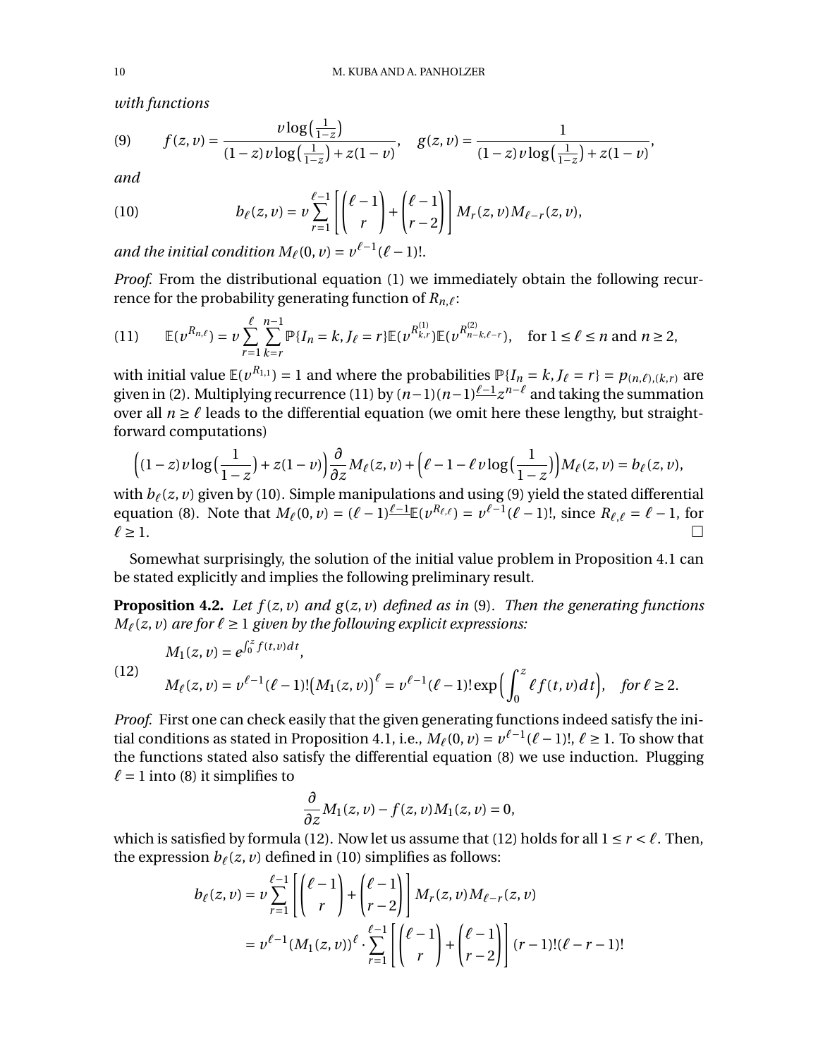*with functions*

$$f(z,v) = \frac{v\log\left(\frac{1}{1-z}\right)}{(1-z)v\log\left(\frac{1}{1-z}\right)+z(1-v)}, \quad g(z,v) = \frac{1}{(1-z)v\log\left(\frac{1}{1-z}\right)+z(1-v)}, \tag{9}$$

*and*

$$b_\ell(z,v) = v\sum_{r=1}^{\ell-1}\left[\binom{\ell-1}{r}+\binom{\ell-1}{r-2}\right]M_r(z,v)M_{\ell-r}(z,v), \tag{10}$$

*and the initial condition* $M_\ell(0,v) = v^{\ell-1}(\ell-1)!$.

*Proof.* From the distributional equation (1) we immediately obtain the following recurrence for the probability generating function of $R_{n,\ell}$:

$$\mathbb{E}(v^{R_{n,\ell}}) = v\sum_{r=1}^{\ell}\sum_{k=r}^{n-1}\mathbb{P}\{I_n = k, J_\ell = r\}\mathbb{E}(v^{R^{(1)}_{k,r}})\mathbb{E}(v^{R^{(2)}_{n-k,\ell-r}}), \quad \text{for } 1 \le \ell \le n \text{ and } n \ge 2, \tag{11}$$

with initial value $\mathbb{E}(v^{R_{1,1}}) = 1$ and where the probabilities $\mathbb{P}\{I_n = k, J_\ell = r\} = p_{(n,\ell),(k,r)}$ are given in (2). Multiplying recurrence (11) by $(n-1)(n-1)^{\underline{\ell-1}}z^{n-\ell}$ and taking the summation over all $n \ge \ell$ leads to the differential equation (we omit here these lengthy, but straightforward computations)

$$\Big((1-z)v\log\big(\frac{1}{1-z}\big)+z(1-v)\Big)\frac{\partial}{\partial z}M_\ell(z,v) + \Big(\ell-1-\ell v\log\big(\frac{1}{1-z}\big)\Big)M_\ell(z,v) = b_\ell(z,v),$$

with $b_\ell(z,v)$ given by (10). Simple manipulations and using (9) yield the stated differential equation (8). Note that $M_\ell(0,v) = (\ell-1)^{\underline{\ell-1}}\mathbb{E}(v^{R_{\ell,\ell}}) = v^{\ell-1}(\ell-1)!$, since $R_{\ell,\ell} = \ell-1$, for $\ell \ge 1$. $\square$

Somewhat surprisingly, the solution of the initial value problem in Proposition 4.1 can be stated explicitly and implies the following preliminary result.

**Proposition 4.2.** *Let $f(z,v)$ and $g(z,v)$ defined as in* (9)*. Then the generating functions $M_\ell(z,v)$ are for $\ell \ge 1$ given by the following explicit expressions:*

$$\begin{aligned} &M_1(z,v) = e^{\int_0^z f(t,v)dt}, \\ &M_\ell(z,v) = v^{\ell-1}(\ell-1)!\big(M_1(z,v)\big)^\ell = v^{\ell-1}(\ell-1)!\exp\Big(\int_0^z \ell f(t,v)dt\Big), \quad \textit{for } \ell \ge 2. \end{aligned} \tag{12}$$

*Proof.* First one can check easily that the given generating functions indeed satisfy the initial conditions as stated in Proposition 4.1, i.e., $M_\ell(0,v) = v^{\ell-1}(\ell-1)!$, $\ell \ge 1$. To show that the functions stated also satisfy the differential equation (8) we use induction. Plugging $\ell = 1$ into (8) it simplifies to

$$\frac{\partial}{\partial z}M_1(z,v) - f(z,v)M_1(z,v) = 0,$$

which is satisfied by formula (12). Now let us assume that (12) holds for all $1 \le r < \ell$. Then, the expression $b_\ell(z,v)$ defined in (10) simplifies as follows:

$$\begin{aligned} b_\ell(z,v) &= v\sum_{r=1}^{\ell-1}\left[\binom{\ell-1}{r}+\binom{\ell-1}{r-2}\right]M_r(z,v)M_{\ell-r}(z,v) \\ &= v^{\ell-1}(M_1(z,v))^\ell\cdot\sum_{r=1}^{\ell-1}\left[\binom{\ell-1}{r}+\binom{\ell-1}{r-2}\right](r-1)!(\ell-r-1)! \end{aligned}$$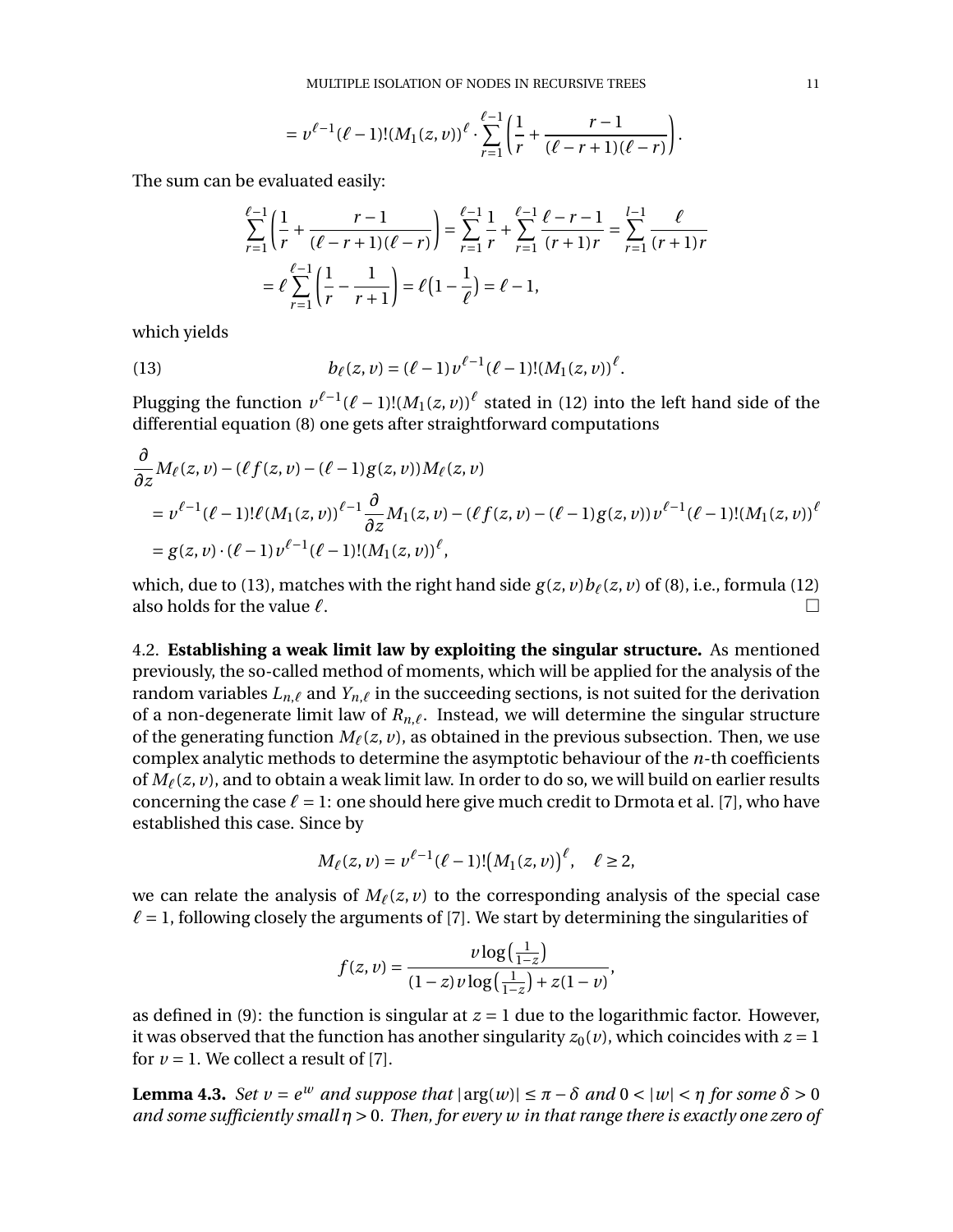$$= v^{\ell-1}(\ell-1)!(M_1(z,v))^{\ell} \cdot \sum_{r=1}^{\ell-1}\left(\frac{1}{r} + \frac{r-1}{(\ell-r+1)(\ell-r)}\right).$$

The sum can be evaluated easily:

$$\sum_{r=1}^{\ell-1}\left(\frac{1}{r} + \frac{r-1}{(\ell-r+1)(\ell-r)}\right) = \sum_{r=1}^{\ell-1}\frac{1}{r} + \sum_{r=1}^{\ell-1}\frac{\ell-r-1}{(r+1)r} = \sum_{r=1}^{l-1}\frac{\ell}{(r+1)r}$$
$$= \ell\sum_{r=1}^{\ell-1}\left(\frac{1}{r} - \frac{1}{r+1}\right) = \ell\big(1-\frac{1}{\ell}\big) = \ell - 1,$$

which yields

$$b_\ell(z,v) = (\ell-1)v^{\ell-1}(\ell-1)!(M_1(z,v))^{\ell}. \tag{13}$$

Plugging the function $v^{\ell-1}(\ell-1)!(M_1(z,v))^{\ell}$ stated in (12) into the left hand side of the differential equation (8) one gets after straightforward computations

$$\frac{\partial}{\partial z}M_\ell(z,v) - (\ell f(z,v) - (\ell-1)g(z,v))M_\ell(z,v)$$
$$= v^{\ell-1}(\ell-1)!\ell(M_1(z,v))^{\ell-1}\frac{\partial}{\partial z}M_1(z,v) - (\ell f(z,v) - (\ell-1)g(z,v))v^{\ell-1}(\ell-1)!(M_1(z,v))^{\ell}$$
$$= g(z,v)\cdot(\ell-1)v^{\ell-1}(\ell-1)!(M_1(z,v))^{\ell},$$

which, due to (13), matches with the right hand side $g(z,v)b_\ell(z,v)$ of (8), i.e., formula (12) also holds for the value $\ell$. □

4.2. **Establishing a weak limit law by exploiting the singular structure.** As mentioned previously, the so-called method of moments, which will be applied for the analysis of the random variables $L_{n,\ell}$ and $Y_{n,\ell}$ in the succeeding sections, is not suited for the derivation of a non-degenerate limit law of $R_{n,\ell}$. Instead, we will determine the singular structure of the generating function $M_\ell(z,v)$, as obtained in the previous subsection. Then, we use complex analytic methods to determine the asymptotic behaviour of the $n$-th coefficients of $M_\ell(z,v)$, and to obtain a weak limit law. In order to do so, we will build on earlier results concerning the case $\ell = 1$: one should here give much credit to Drmota et al. [7], who have established this case. Since by

$$M_\ell(z,v) = v^{\ell-1}(\ell-1)!\big(M_1(z,v)\big)^{\ell}, \quad \ell \ge 2,$$

we can relate the analysis of $M_\ell(z,v)$ to the corresponding analysis of the special case $\ell = 1$, following closely the arguments of [7]. We start by determining the singularities of

$$f(z,v) = \frac{v\log\big(\frac{1}{1-z}\big)}{(1-z)v\log\big(\frac{1}{1-z}\big) + z(1-v)},$$

as defined in (9): the function is singular at $z = 1$ due to the logarithmic factor. However, it was observed that the function has another singularity $z_0(v)$, which coincides with $z = 1$ for $v = 1$. We collect a result of [7].

**Lemma 4.3.** *Set $v = e^w$ and suppose that $|\arg(w)| \le \pi - \delta$ and $0 < |w| < \eta$ for some $\delta > 0$ and some sufficiently small $\eta > 0$. Then, for every $w$ in that range there is exactly one zero of*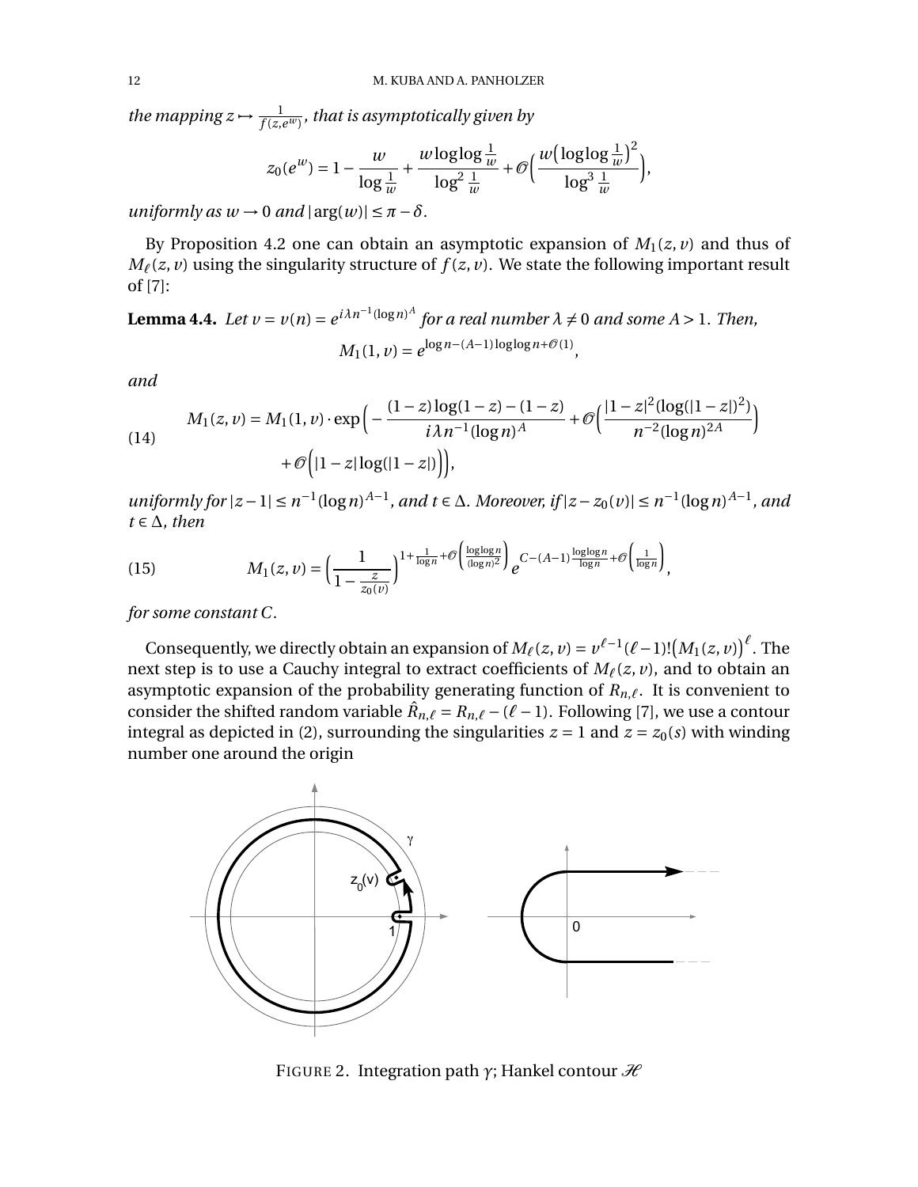*the mapping* $z \mapsto \frac{1}{f(z,e^w)}$*, that is asymptotically given by*

$$z_0(e^w) = 1 - \frac{w}{\log \frac{1}{w}} + \frac{w \log\log \frac{1}{w}}{\log^2 \frac{1}{w}} + \mathcal{O}\Big(\frac{w\big(\log\log \frac{1}{w}\big)^2}{\log^3 \frac{1}{w}}\Big),$$

*uniformly as* $w \to 0$ *and* $|\arg(w)| \le \pi - \delta$.

By Proposition 4.2 one can obtain an asymptotic expansion of $M_1(z,v)$ and thus of $M_\ell(z,v)$ using the singularity structure of $f(z,v)$. We state the following important result of [7]:

**Lemma 4.4.** *Let* $v = v(n) = e^{i\lambda n^{-1}(\log n)^A}$ *for a real number* $\lambda \neq 0$ *and some* $A > 1$*. Then,*

$$M_1(1,v) = e^{\log n - (A-1)\log\log n + \mathcal{O}(1)},$$

*and*

$$M_1(z,v) = M_1(1,v) \cdot \exp\Big(-\frac{(1-z)\log(1-z) - (1-z)}{i\lambda n^{-1}(\log n)^A} + \mathcal{O}\Big(\frac{|1-z|^2(\log(|1-z|)^2)}{n^{-2}(\log n)^{2A}}\Big) + \mathcal{O}\Big(|1-z|\log(|1-z|)\Big)\Big), \tag{14}$$

*uniformly for* $|z-1| \le n^{-1}(\log n)^{A-1}$*, and* $t \in \Delta$*. Moreover, if* $|z - z_0(v)| \le n^{-1}(\log n)^{A-1}$*, and* $t \in \Delta$*, then*

$$M_1(z,v) = \Big(\frac{1}{1-\frac{z}{z_0(v)}}\Big)^{1+\frac{1}{\log n} + \mathcal{O}\Big(\frac{\log\log n}{(\log n)^2}\Big)} e^{C - (A-1)\frac{\log\log n}{\log n} + \mathcal{O}\Big(\frac{1}{\log n}\Big)}, \tag{15}$$

*for some constant* $C$.

Consequently, we directly obtain an expansion of $M_\ell(z,v) = v^{\ell-1}(\ell-1)!\big(M_1(z,v)\big)^\ell$. The next step is to use a Cauchy integral to extract coefficients of $M_\ell(z,v)$, and to obtain an asymptotic expansion of the probability generating function of $R_{n,\ell}$. It is convenient to consider the shifted random variable $\hat{R}_{n,\ell} = R_{n,\ell} - (\ell-1)$. Following [7], we use a contour integral as depicted in (2), surrounding the singularities $z = 1$ and $z = z_0(s)$ with winding number one around the origin

FIGURE 2. Integration path $\gamma$; Hankel contour $\mathcal{H}$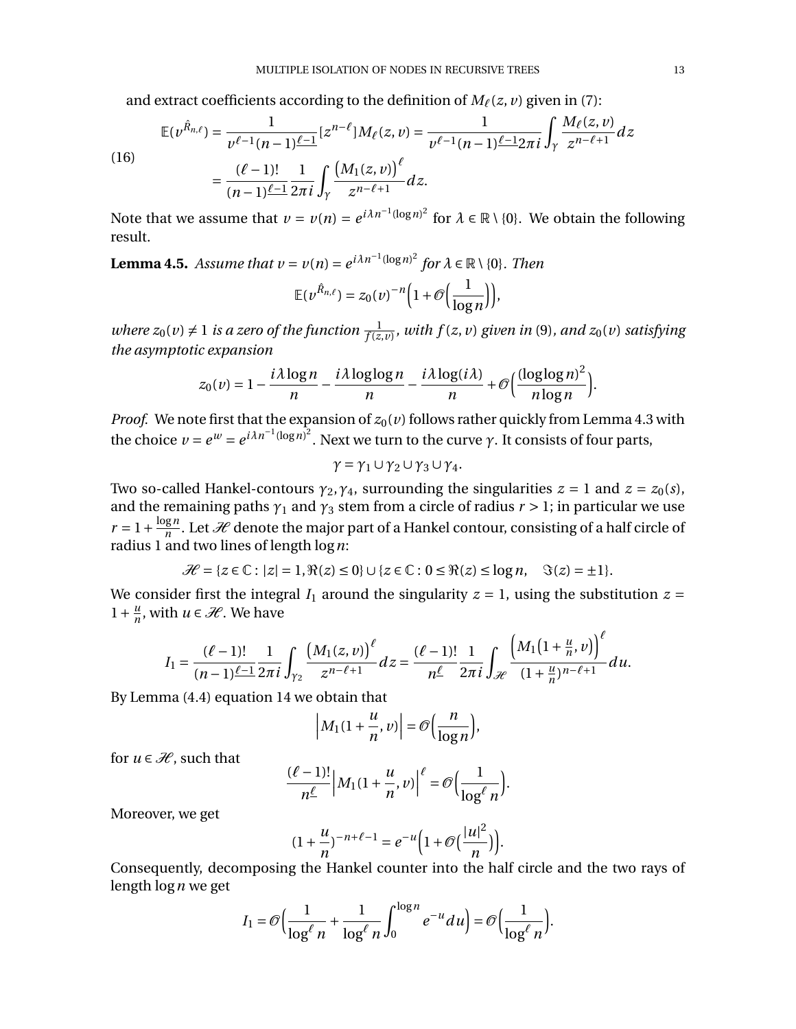and extract coefficients according to the definition of $M_\ell(z,v)$ given in (7):

$$
\begin{aligned}
\mathbb{E}(v^{\hat{R}_{n,\ell}}) &= \frac{1}{v^{\ell-1}(n-1)^{\underline{\ell-1}}}[z^{n-\ell}]M_\ell(z,v) = \frac{1}{v^{\ell-1}(n-1)^{\underline{\ell-1}}2\pi i}\int_\gamma \frac{M_\ell(z,v)}{z^{n-\ell+1}}dz \\
&= \frac{(\ell-1)!}{(n-1)^{\underline{\ell-1}}}\frac{1}{2\pi i}\int_\gamma \frac{\big(M_1(z,v)\big)^\ell}{z^{n-\ell+1}}dz.
\end{aligned} \tag{16}
$$

Note that we assume that $v = v(n) = e^{i\lambda n^{-1}(\log n)^2}$ for $\lambda \in \mathbb{R}\setminus\{0\}$. We obtain the following result.

**Lemma 4.5.** *Assume that $v = v(n) = e^{i\lambda n^{-1}(\log n)^2}$ for $\lambda \in \mathbb{R}\setminus\{0\}$. Then*

$$
\mathbb{E}(v^{\hat{R}_{n,\ell}}) = z_0(v)^{-n}\Big(1+\mathcal{O}\Big(\frac{1}{\log n}\Big)\Big),
$$

*where $z_0(v)\neq 1$ is a zero of the function $\frac{1}{f(z,v)}$, with $f(z,v)$ given in (9), and $z_0(v)$ satisfying the asymptotic expansion*

$$
z_0(v) = 1 - \frac{i\lambda \log n}{n} - \frac{i\lambda \log\log n}{n} - \frac{i\lambda \log(i\lambda)}{n} + \mathcal{O}\Big(\frac{(\log\log n)^2}{n\log n}\Big).
$$

*Proof.* We note first that the expansion of $z_0(v)$ follows rather quickly from Lemma 4.3 with the choice $v = e^w = e^{i\lambda n^{-1}(\log n)^2}$. Next we turn to the curve $\gamma$. It consists of four parts,

$$
\gamma = \gamma_1 \cup \gamma_2 \cup \gamma_3 \cup \gamma_4.
$$

Two so-called Hankel-contours $\gamma_2, \gamma_4$, surrounding the singularities $z = 1$ and $z = z_0(s)$, and the remaining paths $\gamma_1$ and $\gamma_3$ stem from a circle of radius $r > 1$; in particular we use $r = 1 + \frac{\log n}{n}$. Let $\mathcal{H}$ denote the major part of a Hankel contour, consisting of a half circle of radius 1 and two lines of length $\log n$:

$$
\mathcal{H} = \{z\in\mathbb{C} : |z| = 1, \Re(z)\le 0\} \cup \{z\in\mathbb{C} : 0\le \Re(z)\le \log n, \quad \Im(z) = \pm 1\}.
$$

We consider first the integral $I_1$ around the singularity $z = 1$, using the substitution $z = 1 + \frac{u}{n}$, with $u\in\mathcal{H}$. We have

$$
I_1 = \frac{(\ell-1)!}{(n-1)^{\underline{\ell-1}}}\frac{1}{2\pi i}\int_{\gamma_2}\frac{\big(M_1(z,v)\big)^\ell}{z^{n-\ell+1}}dz = \frac{(\ell-1)!}{n^{\underline{\ell}}}\frac{1}{2\pi i}\int_{\mathcal{H}}\frac{\Big(M_1\big(1+\frac{u}{n},v\big)\Big)^\ell}{(1+\frac{u}{n})^{n-\ell+1}}du.
$$

By Lemma (4.4) equation 14 we obtain that

$$
\Big|M_1(1+\frac{u}{n},v)\Big| = \mathcal{O}\Big(\frac{n}{\log n}\Big),
$$

for $u\in\mathcal{H}$, such that

$$
\frac{(\ell-1)!}{n^{\underline{\ell}}}\Big|M_1(1+\frac{u}{n},v)\Big|^\ell = \mathcal{O}\Big(\frac{1}{\log^\ell n}\Big).
$$

Moreover, we get

$$
(1+\frac{u}{n})^{-n+\ell-1} = e^{-u}\Big(1+\mathcal{O}\big(\frac{|u|^2}{n}\big)\Big).
$$

Consequently, decomposing the Hankel counter into the half circle and the two rays of length $\log n$ we get

$$
I_1 = \mathcal{O}\Big(\frac{1}{\log^\ell n} + \frac{1}{\log^\ell n}\int_0^{\log n} e^{-u}du\Big) = \mathcal{O}\Big(\frac{1}{\log^\ell n}\Big).
$$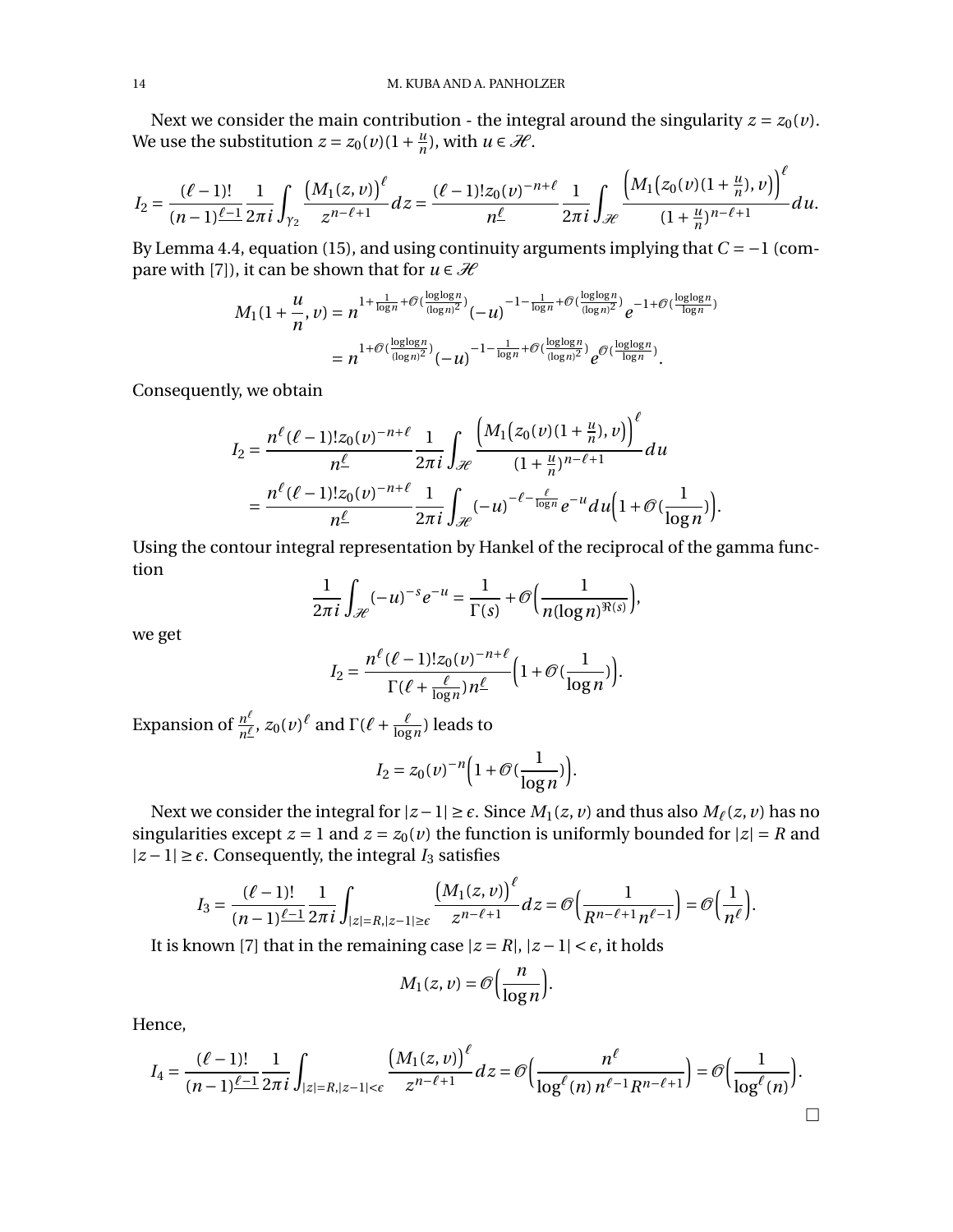Next we consider the main contribution - the integral around the singularity $z = z_0(v)$. We use the substitution $z = z_0(v)(1+\frac{u}{n})$, with $u \in \mathscr{H}$.

$$I_2 = \frac{(\ell-1)!}{(n-1)^{\underline{\ell-1}}} \frac{1}{2\pi i} \int_{\gamma_2} \frac{\big(M_1(z,v)\big)^\ell}{z^{n-\ell+1}} dz = \frac{(\ell-1)! z_0(v)^{-n+\ell}}{n^{\underline{\ell}}} \frac{1}{2\pi i} \int_{\mathscr{H}} \frac{\Big(M_1\big(z_0(v)(1+\frac{u}{n}),v\big)\Big)^\ell}{(1+\frac{u}{n})^{n-\ell+1}} du.$$

By Lemma 4.4, equation (15), and using continuity arguments implying that $C = -1$ (compare with [7]), it can be shown that for $u \in \mathscr{H}$

$$\begin{aligned} M_1(1+\frac{u}{n}, v) &= n^{1+\frac{1}{\log n}+\mathcal{O}(\frac{\log\log n}{(\log n)^2})}(-u)^{-1-\frac{1}{\log n}+\mathcal{O}(\frac{\log\log n}{(\log n)^2})} e^{-1+\mathcal{O}(\frac{\log\log n}{\log n})} \\ &= n^{1+\mathcal{O}(\frac{\log\log n}{(\log n)^2})}(-u)^{-1-\frac{1}{\log n}+\mathcal{O}(\frac{\log\log n}{(\log n)^2})} e^{\mathcal{O}(\frac{\log\log n}{\log n})}. \end{aligned}$$

Consequently, we obtain

$$\begin{aligned} I_2 &= \frac{n^\ell (\ell-1)! z_0(v)^{-n+\ell}}{n^{\underline{\ell}}} \frac{1}{2\pi i} \int_{\mathscr{H}} \frac{\Big(M_1\big(z_0(v)(1+\frac{u}{n}),v\big)\Big)^\ell}{(1+\frac{u}{n})^{n-\ell+1}} du \\ &= \frac{n^\ell (\ell-1)! z_0(v)^{-n+\ell}}{n^{\underline{\ell}}} \frac{1}{2\pi i} \int_{\mathscr{H}} (-u)^{-\ell-\frac{\ell}{\log n}} e^{-u} du \Big(1+\mathcal{O}(\frac{1}{\log n})\Big). \end{aligned}$$

Using the contour integral representation by Hankel of the reciprocal of the gamma function

$$\frac{1}{2\pi i} \int_{\mathscr{H}} (-u)^{-s} e^{-u} = \frac{1}{\Gamma(s)} + \mathcal{O}\Big(\frac{1}{n(\log n)^{\Re(s)}}\Big),$$

we get

$$I_2 = \frac{n^\ell (\ell-1)! z_0(v)^{-n+\ell}}{\Gamma(\ell+\frac{\ell}{\log n}) n^{\underline{\ell}}} \Big(1+\mathcal{O}(\frac{1}{\log n})\Big).$$

Expansion of $\frac{n^\ell}{n^{\underline{\ell}}}$, $z_0(v)^\ell$ and $\Gamma(\ell+\frac{\ell}{\log n})$ leads to

$$I_2 = z_0(v)^{-n}\Big(1+\mathcal{O}(\frac{1}{\log n})\Big).$$

Next we consider the integral for $|z-1| \geq \epsilon$. Since $M_1(z,v)$ and thus also $M_\ell(z,v)$ has no singularities except $z=1$ and $z=z_0(v)$ the function is uniformly bounded for $|z|=R$ and $|z-1|\geq\epsilon$. Consequently, the integral $I_3$ satisfies

$$I_3 = \frac{(\ell-1)!}{(n-1)^{\underline{\ell-1}}} \frac{1}{2\pi i} \int_{|z|=R, |z-1|\geq \epsilon} \frac{\big(M_1(z,v)\big)^\ell}{z^{n-\ell+1}} dz = \mathcal{O}\Big(\frac{1}{R^{n-\ell+1} n^{\ell-1}}\Big) = \mathcal{O}\Big(\frac{1}{n^\ell}\Big).$$

It is known [7] that in the remaining case $|z=R|$, $|z-1|<\epsilon$, it holds

$$M_1(z,v) = \mathcal{O}\Big(\frac{n}{\log n}\Big).$$

Hence,

$$I_4 = \frac{(\ell-1)!}{(n-1)^{\underline{\ell-1}}} \frac{1}{2\pi i} \int_{|z|=R, |z-1|<\epsilon} \frac{\big(M_1(z,v)\big)^\ell}{z^{n-\ell+1}} dz = \mathcal{O}\Big(\frac{n^\ell}{\log^\ell(n)\, n^{\ell-1} R^{n-\ell+1}}\Big) = \mathcal{O}\Big(\frac{1}{\log^\ell(n)}\Big).$$

□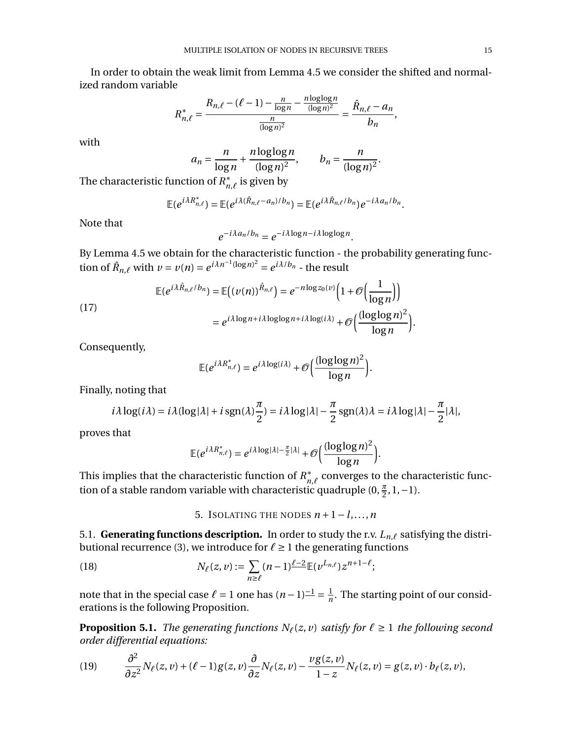In order to obtain the weak limit from Lemma 4.5 we consider the shifted and normalized random variable

$$R^*_{n,\ell} = \frac{R_{n,\ell} - (\ell-1) - \frac{n}{\log n} - \frac{n\log\log n}{(\log n)^2}}{\frac{n}{(\log n)^2}} = \frac{\hat{R}_{n,\ell} - a_n}{b_n},$$

with

$$a_n = \frac{n}{\log n} + \frac{n\log\log n}{(\log n)^2}, \qquad b_n = \frac{n}{(\log n)^2}.$$

The characteristic function of $R^*_{n,\ell}$ is given by

$$\mathbb{E}(e^{i\lambda R^*_{n,\ell}}) = \mathbb{E}(e^{i\lambda(\hat{R}_{n,\ell}-a_n)/b_n}) = \mathbb{E}(e^{i\lambda \hat{R}_{n,\ell}/b_n})e^{-i\lambda a_n/b_n}.$$

Note that

$$e^{-i\lambda a_n/b_n} = e^{-i\lambda\log n - i\lambda\log\log n}.$$

By Lemma 4.5 we obtain for the characteristic function - the probability generating function of $\hat{R}_{n,\ell}$ with $v = v(n) = e^{i\lambda n^{-1}(\log n)^2} = e^{i\lambda/b_n}$ - the result

$$\begin{aligned}\mathbb{E}(e^{i\lambda\hat{R}_{n,\ell}/b_n}) &= \mathbb{E}\big((v(n))^{\hat{R}_{n,\ell}}\big) = e^{-n\log z_0(v)}\Big(1+\mathcal{O}\Big(\frac{1}{\log n}\Big)\Big)\\ &= e^{i\lambda\log n + i\lambda\log\log n + i\lambda\log(i\lambda)} + \mathcal{O}\Big(\frac{(\log\log n)^2}{\log n}\Big).\end{aligned} \tag{17}$$

Consequently,

$$\mathbb{E}(e^{i\lambda R^*_{n,\ell}}) = e^{i\lambda\log(i\lambda)} + \mathcal{O}\Big(\frac{(\log\log n)^2}{\log n}\Big).$$

Finally, noting that

$$i\lambda\log(i\lambda) = i\lambda(\log|\lambda| + i\,\mathrm{sgn}(\lambda)\frac{\pi}{2}) = i\lambda\log|\lambda| - \frac{\pi}{2}\,\mathrm{sgn}(\lambda)\lambda = i\lambda\log|\lambda| - \frac{\pi}{2}|\lambda|,$$

proves that

$$\mathbb{E}(e^{i\lambda R^*_{n,\ell}}) = e^{i\lambda\log|\lambda| - \frac{\pi}{2}|\lambda|} + \mathcal{O}\Big(\frac{(\log\log n)^2}{\log n}\Big).$$

This implies that the characteristic function of $R^*_{n,\ell}$ converges to the characteristic function of a stable random variable with characteristic quadruple $(0, \frac{\pi}{2}, 1, -1)$.

## 5. Isolating the nodes $n+1-l,\dots,n$

### 5.1. Generating functions description.

In order to study the r.v. $L_{n,\ell}$ satisfying the distributional recurrence (3), we introduce for $\ell \geq 1$ the generating functions

$$N_\ell(z,v) := \sum_{n\geq\ell}(n-1)^{\underline{\ell-2}}\,\mathbb{E}(v^{L_{n,\ell}})z^{n+1-\ell}; \tag{18}$$

note that in the special case $\ell = 1$ one has $(n-1)^{\underline{-1}} = \frac{1}{n}$. The starting point of our considerations is the following Proposition.

**Proposition 5.1.** *The generating functions $N_\ell(z,v)$ satisfy for $\ell \geq 1$ the following second order differential equations:*

$$\frac{\partial^2}{\partial z^2}N_\ell(z,v) + (\ell-1)g(z,v)\frac{\partial}{\partial z}N_\ell(z,v) - \frac{v g(z,v)}{1-z}N_\ell(z,v) = g(z,v)\cdot b_\ell(z,v), \tag{19}$$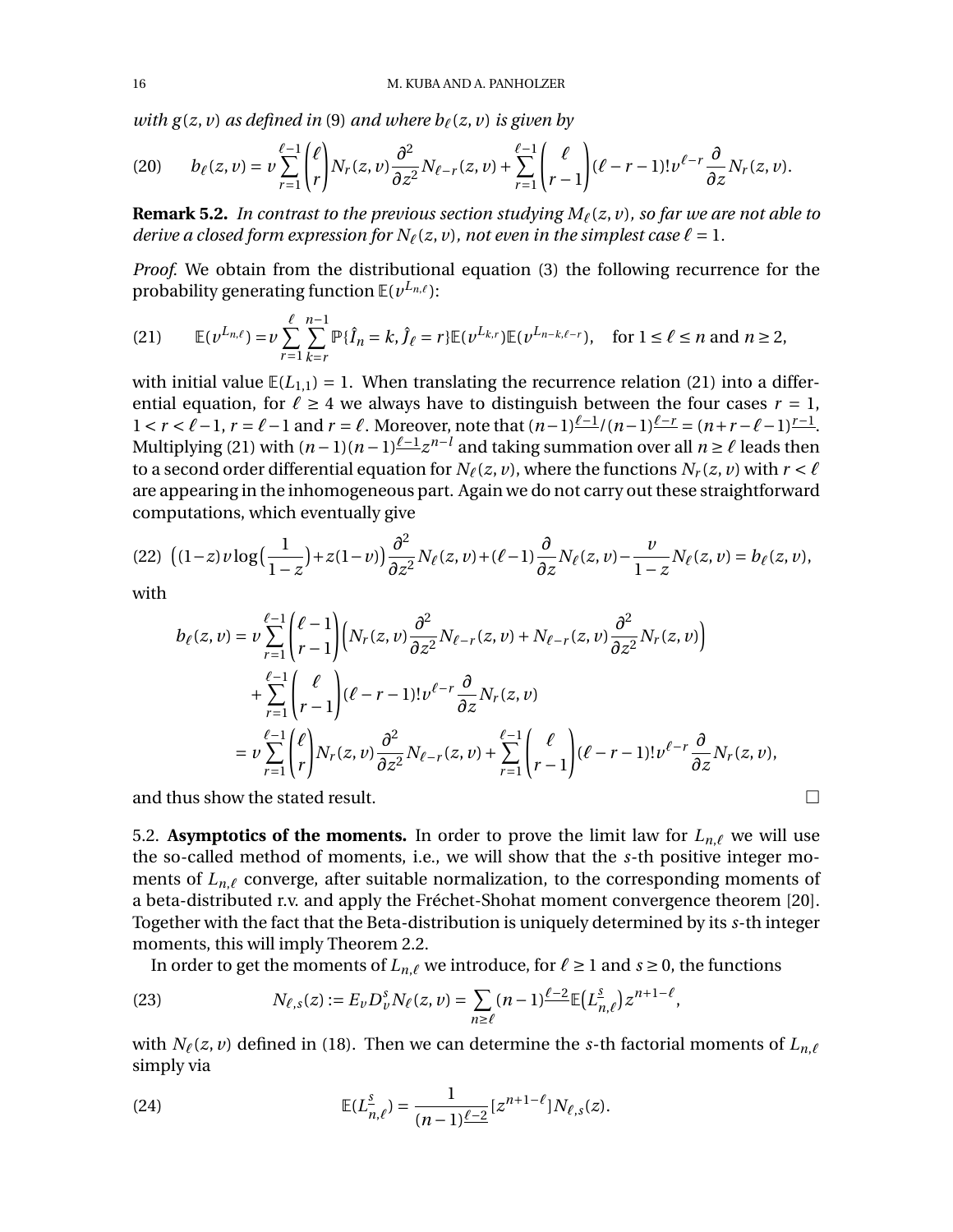*with $g(z,v)$ as defined in* (9) *and where $b_\ell(z,v)$ is given by*

$$b_\ell(z,v) = v\sum_{r=1}^{\ell-1}\binom{\ell}{r} N_r(z,v)\frac{\partial^2}{\partial z^2}N_{\ell-r}(z,v) + \sum_{r=1}^{\ell-1}\binom{\ell}{r-1}(\ell-r-1)!\,v^{\ell-r}\frac{\partial}{\partial z}N_r(z,v). \tag{20}$$

**Remark 5.2.** *In contrast to the previous section studying $M_\ell(z,v)$, so far we are not able to derive a closed form expression for $N_\ell(z,v)$, not even in the simplest case $\ell=1$.*

*Proof.* We obtain from the distributional equation (3) the following recurrence for the probability generating function $\mathbb{E}(v^{L_{n,\ell}})$:

$$\mathbb{E}(v^{L_{n,\ell}}) = v\sum_{r=1}^{\ell}\sum_{k=r}^{n-1}\mathbb{P}\{\hat{I}_n = k, \hat{J}_\ell = r\}\mathbb{E}(v^{L_{k,r}})\mathbb{E}(v^{L_{n-k,\ell-r}}), \quad \text{for } 1\le \ell \le n \text{ and } n \ge 2, \tag{21}$$

with initial value $\mathbb{E}(L_{1,1}) = 1$. When translating the recurrence relation (21) into a differential equation, for $\ell \ge 4$ we always have to distinguish between the four cases $r=1$, $1<r<\ell-1$, $r=\ell-1$ and $r=\ell$. Moreover, note that $(n-1)^{\underline{\ell-1}}/(n-1)^{\underline{\ell-r}} = (n+r-\ell-1)^{\underline{r-1}}$. Multiplying (21) with $(n-1)(n-1)^{\underline{\ell-1}}z^{n-l}$ and taking summation over all $n\ge\ell$ leads then to a second order differential equation for $N_\ell(z,v)$, where the functions $N_r(z,v)$ with $r<\ell$ are appearing in the inhomogeneous part. Again we do not carry out these straightforward computations, which eventually give

$$\Big((1-z)v\log\big(\frac{1}{1-z}\big)+z(1-v)\Big)\frac{\partial^2}{\partial z^2}N_\ell(z,v)+(\ell-1)\frac{\partial}{\partial z}N_\ell(z,v)-\frac{v}{1-z}N_\ell(z,v) = b_\ell(z,v), \tag{22}$$

with

$$\begin{aligned}
b_\ell(z,v) &= v\sum_{r=1}^{\ell-1}\binom{\ell-1}{r-1}\Big(N_r(z,v)\frac{\partial^2}{\partial z^2}N_{\ell-r}(z,v) + N_{\ell-r}(z,v)\frac{\partial^2}{\partial z^2}N_r(z,v)\Big)\\
&\quad + \sum_{r=1}^{\ell-1}\binom{\ell}{r-1}(\ell-r-1)!\,v^{\ell-r}\frac{\partial}{\partial z}N_r(z,v)\\
&= v\sum_{r=1}^{\ell-1}\binom{\ell}{r}N_r(z,v)\frac{\partial^2}{\partial z^2}N_{\ell-r}(z,v) + \sum_{r=1}^{\ell-1}\binom{\ell}{r-1}(\ell-r-1)!\,v^{\ell-r}\frac{\partial}{\partial z}N_r(z,v),
\end{aligned}$$

and thus show the stated result. □

5.2. **Asymptotics of the moments.** In order to prove the limit law for $L_{n,\ell}$ we will use the so-called method of moments, i.e., we will show that the $s$-th positive integer moments of $L_{n,\ell}$ converge, after suitable normalization, to the corresponding moments of a beta-distributed r.v. and apply the Fréchet-Shohat moment convergence theorem [20]. Together with the fact that the Beta-distribution is uniquely determined by its $s$-th integer moments, this will imply Theorem 2.2.

In order to get the moments of $L_{n,\ell}$ we introduce, for $\ell\ge1$ and $s\ge0$, the functions

$$N_{\ell,s}(z) := E_v D_v^s N_\ell(z,v) = \sum_{n\ge\ell}(n-1)^{\underline{\ell-2}}\,\mathbb{E}\big(L_{n,\ell}^{\underline{s}}\big)z^{n+1-\ell}, \tag{23}$$

with $N_\ell(z,v)$ defined in (18). Then we can determine the $s$-th factorial moments of $L_{n,\ell}$ simply via

$$\mathbb{E}(L_{n,\ell}^{\underline{s}}) = \frac{1}{(n-1)^{\underline{\ell-2}}}[z^{n+1-\ell}]N_{\ell,s}(z). \tag{24}$$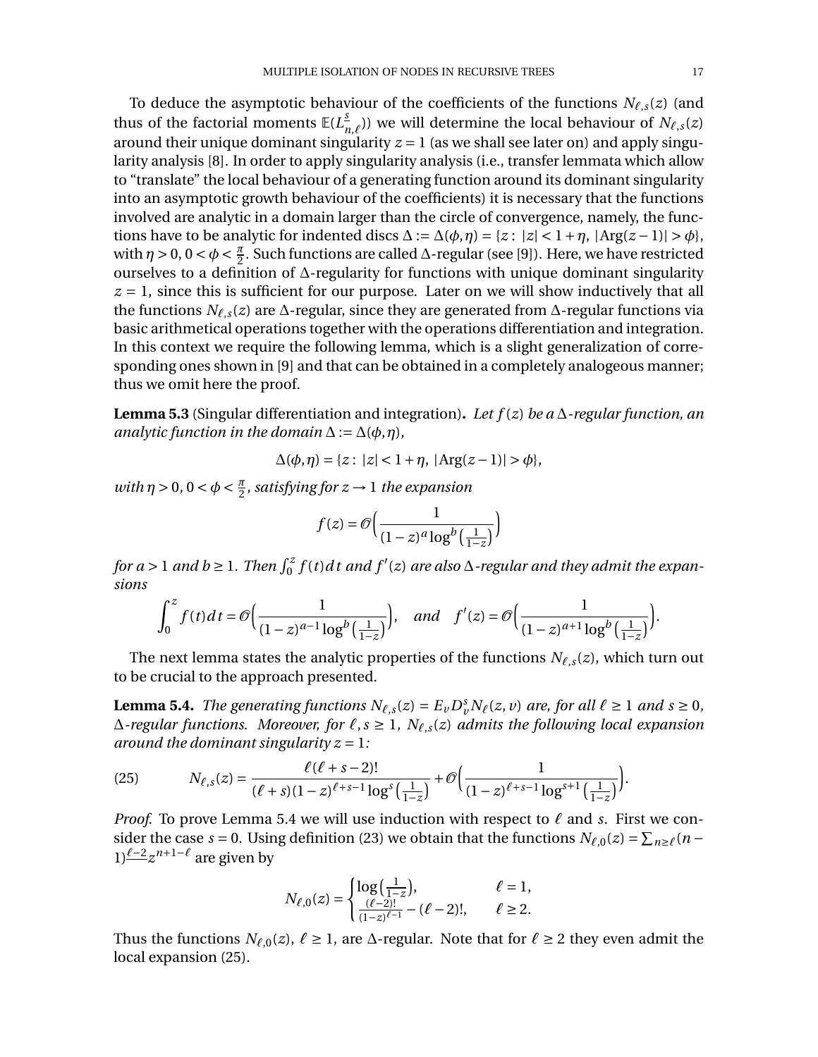To deduce the asymptotic behaviour of the coefficients of the functions $N_{\ell,s}(z)$ (and thus of the factorial moments $\mathbb{E}(L_{n,\ell}^{\underline{s}})$) we will determine the local behaviour of $N_{\ell,s}(z)$ around their unique dominant singularity $z=1$ (as we shall see later on) and apply singularity analysis [8]. In order to apply singularity analysis (i.e., transfer lemmata which allow to "translate" the local behaviour of a generating function around its dominant singularity into an asymptotic growth behaviour of the coefficients) it is necessary that the functions involved are analytic in a domain larger than the circle of convergence, namely, the functions have to be analytic for indented discs $\Delta := \Delta(\phi,\eta) = \{z: |z| < 1+\eta, |\mathrm{Arg}(z-1)| > \phi\}$, with $\eta > 0$, $0 < \phi < \frac{\pi}{2}$. Such functions are called $\Delta$-regular (see [9]). Here, we have restricted ourselves to a definition of $\Delta$-regularity for functions with unique dominant singularity $z=1$, since this is sufficient for our purpose. Later on we will show inductively that all the functions $N_{\ell,s}(z)$ are $\Delta$-regular, since they are generated from $\Delta$-regular functions via basic arithmetical operations together with the operations differentiation and integration. In this context we require the following lemma, which is a slight generalization of corresponding ones shown in [9] and that can be obtained in a completely analogeous manner; thus we omit here the proof.

**Lemma 5.3** (Singular differentiation and integration)**.** *Let $f(z)$ be a $\Delta$-regular function, an analytic function in the domain $\Delta := \Delta(\phi,\eta)$,*

$$\Delta(\phi,\eta) = \{z: |z| < 1+\eta, |\mathrm{Arg}(z-1)| > \phi\},$$

*with $\eta > 0$, $0 < \phi < \frac{\pi}{2}$, satisfying for $z \to 1$ the expansion*

$$f(z) = \mathcal{O}\Big(\frac{1}{(1-z)^a \log^b\big(\frac{1}{1-z}\big)}\Big)$$

*for $a > 1$ and $b \geq 1$. Then $\int_0^z f(t)dt$ and $f'(z)$ are also $\Delta$-regular and they admit the expansions*

$$\int_0^z f(t)dt = \mathcal{O}\Big(\frac{1}{(1-z)^{a-1} \log^b\big(\frac{1}{1-z}\big)}\Big), \quad \text{and} \quad f'(z) = \mathcal{O}\Big(\frac{1}{(1-z)^{a+1} \log^b\big(\frac{1}{1-z}\big)}\Big).$$

The next lemma states the analytic properties of the functions $N_{\ell,s}(z)$, which turn out to be crucial to the approach presented.

**Lemma 5.4.** *The generating functions $N_{\ell,s}(z) = E_v D_v^s N_\ell(z,v)$ are, for all $\ell \geq 1$ and $s \geq 0$, $\Delta$-regular functions. Moreover, for $\ell, s \geq 1$, $N_{\ell,s}(z)$ admits the following local expansion around the dominant singularity $z=1$:*

$$N_{\ell,s}(z) = \frac{\ell(\ell+s-2)!}{(\ell+s)(1-z)^{\ell+s-1}\log^s\big(\frac{1}{1-z}\big)} + \mathcal{O}\Big(\frac{1}{(1-z)^{\ell+s-1}\log^{s+1}\big(\frac{1}{1-z}\big)}\Big). \tag{25}$$

*Proof.* To prove Lemma 5.4 we will use induction with respect to $\ell$ and $s$. First we consider the case $s=0$. Using definition (23) we obtain that the functions $N_{\ell,0}(z) = \sum_{n\geq\ell}(n-1)^{\underline{\ell-2}} z^{n+1-\ell}$ are given by

$$N_{\ell,0}(z) = \begin{cases} \log\big(\frac{1}{1-z}\big), & \ell = 1, \\ \frac{(\ell-2)!}{(1-z)^{\ell-1}} - (\ell-2)!, & \ell \geq 2. \end{cases}$$

Thus the functions $N_{\ell,0}(z)$, $\ell \geq 1$, are $\Delta$-regular. Note that for $\ell \geq 2$ they even admit the local expansion (25).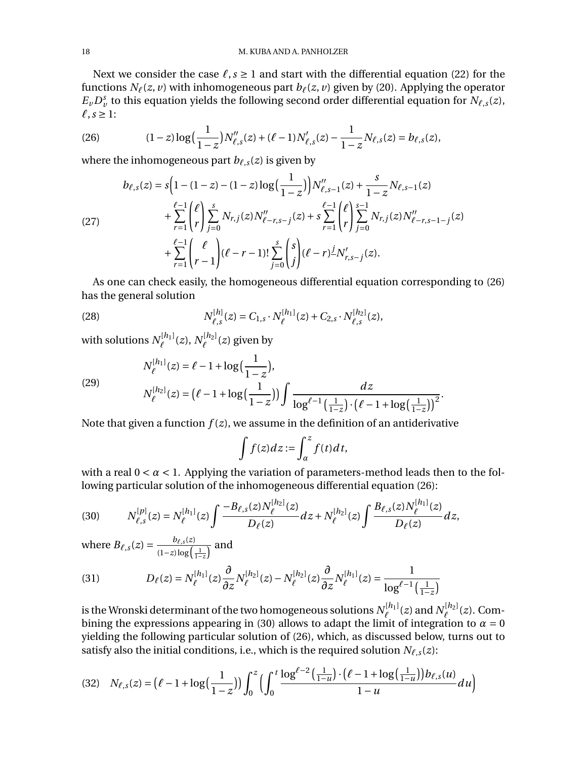Next we consider the case $\ell, s \geq 1$ and start with the differential equation (22) for the functions $N_\ell(z,v)$ with inhomogeneous part $b_\ell(z,v)$ given by (20). Applying the operator $E_v D_v^s$ to this equation yields the following second order differential equation for $N_{\ell,s}(z)$, $\ell, s \geq 1$:

$$(1-z)\log\Big(\frac{1}{1-z}\Big)N''_{\ell,s}(z) + (\ell-1)N'_{\ell,s}(z) - \frac{1}{1-z}N_{\ell,s}(z) = b_{\ell,s}(z), \tag{26}$$

where the inhomogeneous part $b_{\ell,s}(z)$ is given by

$$\begin{aligned} b_{\ell,s}(z) &= s\Big(1-(1-z)-(1-z)\log\Big(\frac{1}{1-z}\Big)\Big)N''_{\ell,s-1}(z) + \frac{s}{1-z}N_{\ell,s-1}(z) \\ &\quad + \sum_{r=1}^{\ell-1}\binom{\ell}{r}\sum_{j=0}^{s} N_{r,j}(z)N''_{\ell-r,s-j}(z) + s\sum_{r=1}^{\ell-1}\binom{\ell}{r}\sum_{j=0}^{s-1}N_{r,j}(z)N''_{\ell-r,s-1-j}(z) \\ &\quad + \sum_{r=1}^{\ell-1}\binom{\ell}{r-1}(\ell-r-1)!\sum_{j=0}^{s}\binom{s}{j}(\ell-r)^{\underline{j}}N'_{r,s-j}(z). \end{aligned} \tag{27}$$

As one can check easily, the homogeneous differential equation corresponding to (26) has the general solution

$$N_{\ell,s}^{[h]}(z) = C_{1,s}\cdot N_\ell^{[h_1]}(z) + C_{2,s}\cdot N_{\ell,s}^{[h_2]}(z), \tag{28}$$

with solutions $N_\ell^{[h_1]}(z)$, $N_\ell^{[h_2]}(z)$ given by

$$\begin{aligned} N_\ell^{[h_1]}(z) &= \ell - 1 + \log\Big(\frac{1}{1-z}\Big), \\ N_\ell^{[h_2]}(z) &= \Big(\ell-1+\log\Big(\frac{1}{1-z}\Big)\Big)\int \frac{dz}{\log^{\ell-1}\big(\frac{1}{1-z}\big)\cdot\big(\ell-1+\log\big(\frac{1}{1-z}\big)\big)^2}. \end{aligned} \tag{29}$$

Note that given a function $f(z)$, we assume in the definition of an antiderivative

$$\int f(z)dz := \int_\alpha^z f(t)dt,$$

with a real $0 < \alpha < 1$. Applying the variation of parameters-method leads then to the following particular solution of the inhomogeneous differential equation (26):

$$N_{\ell,s}^{[p]}(z) = N_\ell^{[h_1]}(z)\int \frac{-B_{\ell,s}(z)N_\ell^{[h_2]}(z)}{D_\ell(z)}dz + N_\ell^{[h_2]}(z)\int \frac{B_{\ell,s}(z)N_\ell^{[h_1]}(z)}{D_\ell(z)}dz, \tag{30}$$

where $B_{\ell,s}(z) = \frac{b_{\ell,s}(z)}{(1-z)\log\left(\frac{1}{1-z}\right)}$ and

$$D_\ell(z) = N_\ell^{[h_1]}(z)\frac{\partial}{\partial z}N_\ell^{[h_2]}(z) - N_\ell^{[h_2]}(z)\frac{\partial}{\partial z}N_\ell^{[h_1]}(z) = \frac{1}{\log^{\ell-1}\big(\frac{1}{1-z}\big)} \tag{31}$$

is the Wronski determinant of the two homogeneous solutions $N_\ell^{[h_1]}(z)$ and $N_\ell^{[h_2]}(z)$. Combining the expressions appearing in (30) allows to adapt the limit of integration to $\alpha = 0$ yielding the following particular solution of (26), which, as discussed below, turns out to satisfy also the initial conditions, i.e., which is the required solution $N_{\ell,s}(z)$:

$$N_{\ell,s}(z) = \Big(\ell-1+\log\Big(\frac{1}{1-z}\Big)\Big)\int_0^z\Big(\int_0^t \frac{\log^{\ell-2}\big(\frac{1}{1-u}\big)\cdot\big(\ell-1+\log\big(\frac{1}{1-u}\big)\big)b_{\ell,s}(u)}{1-u}du\Big) \tag{32}$$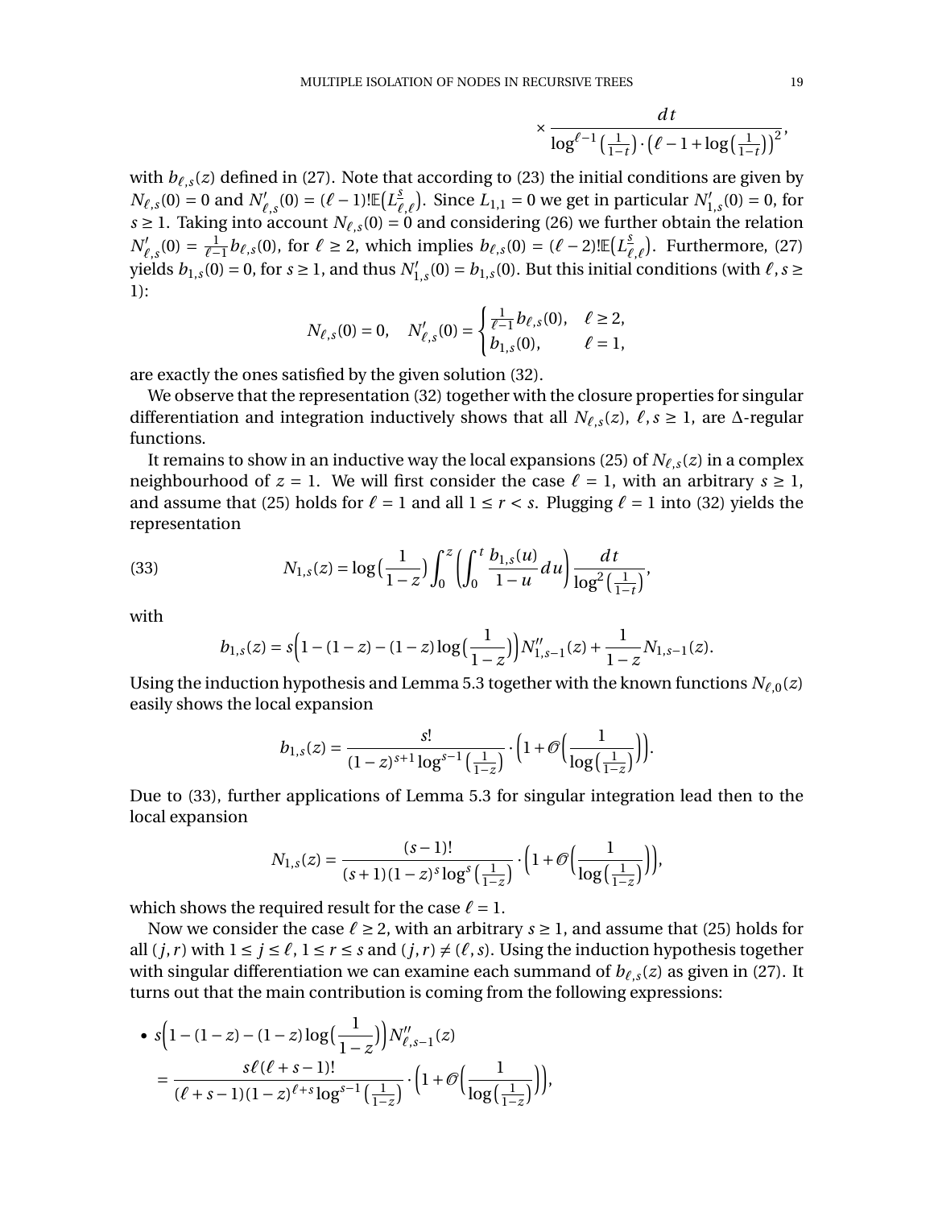$$\times \frac{dt}{\log^{\ell-1}\left(\frac{1}{1-t}\right) \cdot \left(\ell - 1 + \log\left(\frac{1}{1-t}\right)\right)^2},$$

with $b_{\ell,s}(z)$ defined in (27). Note that according to (23) the initial conditions are given by $N_{\ell,s}(0) = 0$ and $N'_{\ell,s}(0) = (\ell-1)!\mathbb{E}\big(L_{\ell,\ell}^s\big)$. Since $L_{1,1} = 0$ we get in particular $N'_{1,s}(0) = 0$, for $s \geq 1$. Taking into account $N_{\ell,s}(0) = 0$ and considering (26) we further obtain the relation $N'_{\ell,s}(0) = \frac{1}{\ell-1} b_{\ell,s}(0)$, for $\ell \geq 2$, which implies $b_{\ell,s}(0) = (\ell-2)!\mathbb{E}\big(L_{\ell,\ell}^s\big)$. Furthermore, (27) yields $b_{1,s}(0) = 0$, for $s \geq 1$, and thus $N'_{1,s}(0) = b_{1,s}(0)$. But this initial conditions (with $\ell, s \geq 1$):

$$N_{\ell,s}(0) = 0, \quad N'_{\ell,s}(0) = \begin{cases} \frac{1}{\ell-1} b_{\ell,s}(0), & \ell \geq 2, \\ b_{1,s}(0), & \ell = 1, \end{cases}$$

are exactly the ones satisfied by the given solution (32).

We observe that the representation (32) together with the closure properties for singular differentiation and integration inductively shows that all $N_{\ell,s}(z)$, $\ell, s \geq 1$, are $\Delta$-regular functions.

It remains to show in an inductive way the local expansions (25) of $N_{\ell,s}(z)$ in a complex neighbourhood of $z = 1$. We will first consider the case $\ell = 1$, with an arbitrary $s \geq 1$, and assume that (25) holds for $\ell = 1$ and all $1 \leq r < s$. Plugging $\ell = 1$ into (32) yields the representation

$$N_{1,s}(z) = \log\left(\frac{1}{1-z}\right) \int_0^z \left( \int_0^t \frac{b_{1,s}(u)}{1-u} du \right) \frac{dt}{\log^2\left(\frac{1}{1-t}\right)}, \tag{33}$$

with

$$b_{1,s}(z) = s\Big(1 - (1-z) - (1-z)\log\left(\frac{1}{1-z}\right)\Big) N''_{1,s-1}(z) + \frac{1}{1-z} N_{1,s-1}(z).$$

Using the induction hypothesis and Lemma 5.3 together with the known functions $N_{\ell,0}(z)$ easily shows the local expansion

$$b_{1,s}(z) = \frac{s!}{(1-z)^{s+1} \log^{s-1}\left(\frac{1}{1-z}\right)} \cdot \Big(1 + \mathcal{O}\Big(\frac{1}{\log\left(\frac{1}{1-z}\right)}\Big)\Big).$$

Due to (33), further applications of Lemma 5.3 for singular integration lead then to the local expansion

$$N_{1,s}(z) = \frac{(s-1)!}{(s+1)(1-z)^s \log^s\left(\frac{1}{1-z}\right)} \cdot \Big(1 + \mathcal{O}\Big(\frac{1}{\log\left(\frac{1}{1-z}\right)}\Big)\Big),$$

which shows the required result for the case $\ell = 1$.

Now we consider the case $\ell \geq 2$, with an arbitrary $s \geq 1$, and assume that (25) holds for all $(j, r)$ with $1 \leq j \leq \ell$, $1 \leq r \leq s$ and $(j, r) \neq (\ell, s)$. Using the induction hypothesis together with singular differentiation we can examine each summand of $b_{\ell,s}(z)$ as given in (27). It turns out that the main contribution is coming from the following expressions:

- $s\Big(1 - (1-z) - (1-z)\log\left(\frac{1}{1-z}\right)\Big) N''_{\ell,s-1}(z)$
$$= \frac{s\ell(\ell+s-1)!}{(\ell+s-1)(1-z)^{\ell+s} \log^{s-1}\left(\frac{1}{1-z}\right)} \cdot \Big(1 + \mathcal{O}\Big(\frac{1}{\log\left(\frac{1}{1-z}\right)}\Big)\Big),$$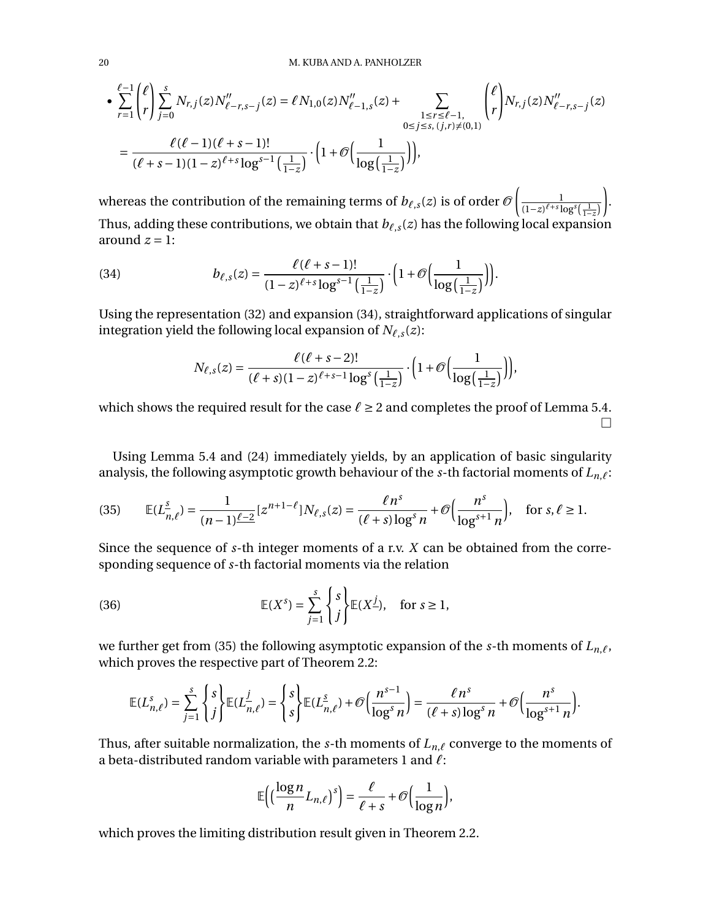- $\displaystyle \sum_{r=1}^{\ell-1}\binom{\ell}{r}\sum_{j=0}^{s} N_{r,j}(z)N''_{\ell-r,s-j}(z) = \ell N_{1,0}(z)N''_{\ell-1,s}(z) + \sum_{\substack{1\le r\le \ell-1,\\ 0\le j\le s,\,(j,r)\neq(0,1)}}\binom{\ell}{r}N_{r,j}(z)N''_{\ell-r,s-j}(z)$

$$= \frac{\ell(\ell-1)(\ell+s-1)!}{(\ell+s-1)(1-z)^{\ell+s}\log^{s-1}\big(\frac{1}{1-z}\big)}\cdot\Big(1+\mathcal{O}\Big(\frac{1}{\log\big(\frac{1}{1-z}\big)}\Big)\Big),$$

whereas the contribution of the remaining terms of $b_{\ell,s}(z)$ is of order $\mathcal{O}\left(\frac{1}{(1-z)^{\ell+s}\log^{s}\left(\frac{1}{1-z}\right)}\right)$. Thus, adding these contributions, we obtain that $b_{\ell,s}(z)$ has the following local expansion around $z=1$:

$$b_{\ell,s}(z) = \frac{\ell(\ell+s-1)!}{(1-z)^{\ell+s}\log^{s-1}\big(\frac{1}{1-z}\big)}\cdot\Big(1+\mathcal{O}\Big(\frac{1}{\log\big(\frac{1}{1-z}\big)}\Big)\Big). \tag{34}$$

Using the representation (32) and expansion (34), straightforward applications of singular integration yield the following local expansion of $N_{\ell,s}(z)$:

$$N_{\ell,s}(z) = \frac{\ell(\ell+s-2)!}{(\ell+s)(1-z)^{\ell+s-1}\log^{s}\big(\frac{1}{1-z}\big)}\cdot\Big(1+\mathcal{O}\Big(\frac{1}{\log\big(\frac{1}{1-z}\big)}\Big)\Big),$$

which shows the required result for the case $\ell\ge 2$ and completes the proof of Lemma 5.4. □

Using Lemma 5.4 and (24) immediately yields, by an application of basic singularity analysis, the following asymptotic growth behaviour of the $s$-th factorial moments of $L_{n,\ell}$:

$$\mathbb{E}(L_{n,\ell}^{\underline{s}}) = \frac{1}{(n-1)^{\underline{\ell-2}}}[z^{n+1-\ell}]N_{\ell,s}(z) = \frac{\ell n^s}{(\ell+s)\log^s n} + \mathcal{O}\Big(\frac{n^s}{\log^{s+1} n}\Big), \quad \text{for } s,\ell\ge 1. \tag{35}$$

Since the sequence of $s$-th integer moments of a r.v. $X$ can be obtained from the corresponding sequence of $s$-th factorial moments via the relation

$$\mathbb{E}(X^s) = \sum_{j=1}^{s}\left\{ {s \atop j} \right\}\mathbb{E}(X^{\underline{j}}), \quad \text{for } s\ge 1, \tag{36}$$

we further get from (35) the following asymptotic expansion of the $s$-th moments of $L_{n,\ell}$, which proves the respective part of Theorem 2.2:

$$\mathbb{E}(L_{n,\ell}^{s}) = \sum_{j=1}^{s}\left\{ {s \atop j} \right\}\mathbb{E}(L_{n,\ell}^{\underline{j}}) = \left\{ {s \atop s} \right\}\mathbb{E}(L_{n,\ell}^{\underline{s}}) + \mathcal{O}\Big(\frac{n^{s-1}}{\log^s n}\Big) = \frac{\ell n^s}{(\ell+s)\log^s n} + \mathcal{O}\Big(\frac{n^s}{\log^{s+1} n}\Big).$$

Thus, after suitable normalization, the $s$-th moments of $L_{n,\ell}$ converge to the moments of a beta-distributed random variable with parameters 1 and $\ell$:

$$\mathbb{E}\Big(\big(\frac{\log n}{n}L_{n,\ell}\big)^s\Big) = \frac{\ell}{\ell+s} + \mathcal{O}\Big(\frac{1}{\log n}\Big),$$

which proves the limiting distribution result given in Theorem 2.2.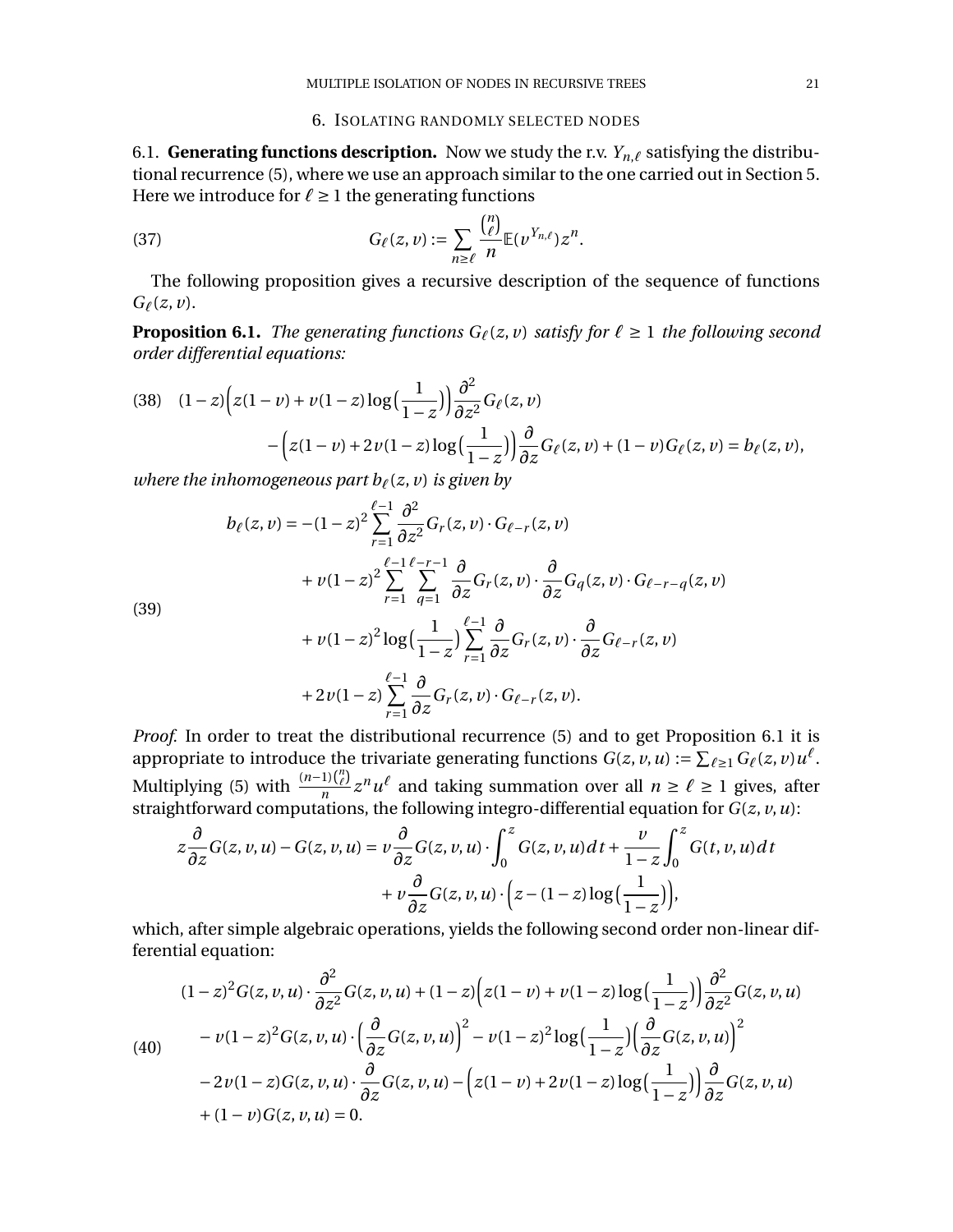## 6. Isolating randomly selected nodes

### 6.1. Generating functions description.

Now we study the r.v. $Y_{n,\ell}$ satisfying the distributional recurrence (5), where we use an approach similar to the one carried out in Section 5. Here we introduce for $\ell \geq 1$ the generating functions

$$G_\ell(z,v) := \sum_{n\geq \ell} \frac{\binom{n}{\ell}}{n} \mathbb{E}(v^{Y_{n,\ell}}) z^n. \tag{37}$$

The following proposition gives a recursive description of the sequence of functions $G_\ell(z,v)$.

**Proposition 6.1.** *The generating functions $G_\ell(z,v)$ satisfy for $\ell \geq 1$ the following second order differential equations:*

$$(1-z)\Big(z(1-v)+v(1-z)\log\big(\frac{1}{1-z}\big)\Big)\frac{\partial^2}{\partial z^2}G_\ell(z,v) \\ -\Big(z(1-v)+2v(1-z)\log\big(\frac{1}{1-z}\big)\Big)\frac{\partial}{\partial z}G_\ell(z,v)+(1-v)G_\ell(z,v)=b_\ell(z,v), \tag{38}$$

*where the inhomogeneous part $b_\ell(z,v)$ is given by*

$$\begin{aligned} b_\ell(z,v) = &-(1-z)^2\sum_{r=1}^{\ell-1}\frac{\partial^2}{\partial z^2}G_r(z,v)\cdot G_{\ell-r}(z,v) \\ &+v(1-z)^2\sum_{r=1}^{\ell-1}\sum_{q=1}^{\ell-r-1}\frac{\partial}{\partial z}G_r(z,v)\cdot\frac{\partial}{\partial z}G_q(z,v)\cdot G_{\ell-r-q}(z,v) \\ &+v(1-z)^2\log\big(\frac{1}{1-z}\big)\sum_{r=1}^{\ell-1}\frac{\partial}{\partial z}G_r(z,v)\cdot\frac{\partial}{\partial z}G_{\ell-r}(z,v) \\ &+2v(1-z)\sum_{r=1}^{\ell-1}\frac{\partial}{\partial z}G_r(z,v)\cdot G_{\ell-r}(z,v). \end{aligned} \tag{39}$$

*Proof.* In order to treat the distributional recurrence (5) and to get Proposition 6.1 it is appropriate to introduce the trivariate generating functions $G(z,v,u) := \sum_{\ell\geq 1} G_\ell(z,v)u^\ell$. Multiplying (5) with $\frac{(n-1)\binom{n}{\ell}}{n} z^n u^\ell$ and taking summation over all $n \geq \ell \geq 1$ gives, after straightforward computations, the following integro-differential equation for $G(z,v,u)$:

$$z\frac{\partial}{\partial z}G(z,v,u)-G(z,v,u) = v\frac{\partial}{\partial z}G(z,v,u)\cdot\int_0^z G(z,v,u)dt + \frac{v}{1-z}\int_0^z G(t,v,u)dt \\ + v\frac{\partial}{\partial z}G(z,v,u)\cdot\Big(z-(1-z)\log\big(\frac{1}{1-z}\big)\Big),$$

which, after simple algebraic operations, yields the following second order non-linear differential equation:

$$\begin{aligned} &(1-z)^2G(z,v,u)\cdot\frac{\partial^2}{\partial z^2}G(z,v,u)+(1-z)\Big(z(1-v)+v(1-z)\log\big(\frac{1}{1-z}\big)\Big)\frac{\partial^2}{\partial z^2}G(z,v,u) \\ &-v(1-z)^2G(z,v,u)\cdot\Big(\frac{\partial}{\partial z}G(z,v,u)\Big)^2 - v(1-z)^2\log\big(\frac{1}{1-z}\big)\Big(\frac{\partial}{\partial z}G(z,v,u)\Big)^2 \\ &-2v(1-z)G(z,v,u)\cdot\frac{\partial}{\partial z}G(z,v,u)-\Big(z(1-v)+2v(1-z)\log\big(\frac{1}{1-z}\big)\Big)\frac{\partial}{\partial z}G(z,v,u) \\ &+(1-v)G(z,v,u)=0. \end{aligned} \tag{40}$$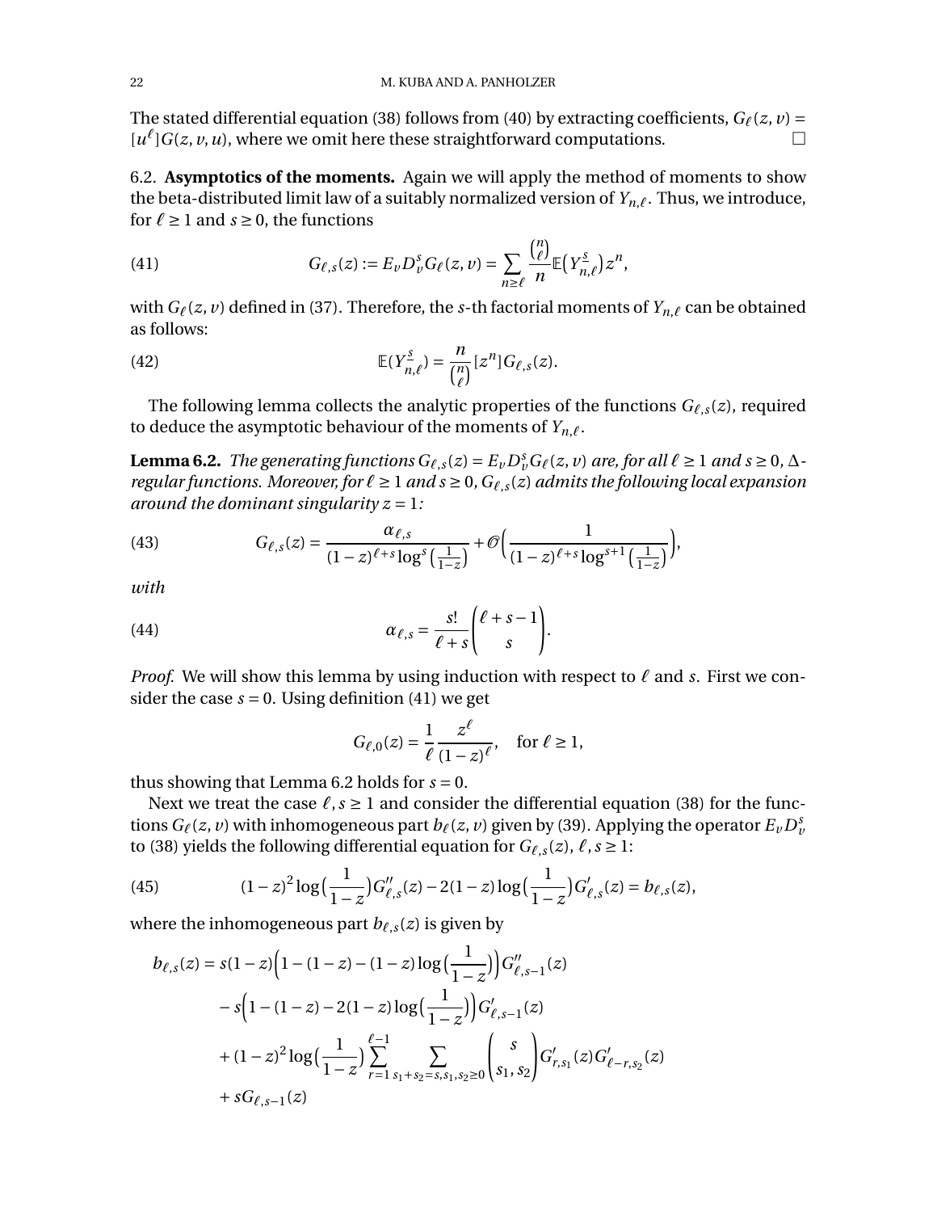The stated differential equation (38) follows from (40) by extracting coefficients, $G_\ell(z,v) = [u^\ell]G(z,v,u)$, where we omit here these straightforward computations. $\square$

6.2. **Asymptotics of the moments.** Again we will apply the method of moments to show the beta-distributed limit law of a suitably normalized version of $Y_{n,\ell}$. Thus, we introduce, for $\ell \ge 1$ and $s \ge 0$, the functions

$$G_{\ell,s}(z) := E_v D_v^s G_\ell(z,v) = \sum_{n\ge \ell} \frac{\binom{n}{\ell}}{n} \mathbb{E}\big(Y_{n,\ell}^{\underline{s}}\big) z^n, \tag{41}$$

with $G_\ell(z,v)$ defined in (37). Therefore, the $s$-th factorial moments of $Y_{n,\ell}$ can be obtained as follows:

$$\mathbb{E}(Y_{n,\ell}^{\underline{s}}) = \frac{n}{\binom{n}{\ell}} [z^n] G_{\ell,s}(z). \tag{42}$$

The following lemma collects the analytic properties of the functions $G_{\ell,s}(z)$, required to deduce the asymptotic behaviour of the moments of $Y_{n,\ell}$.

**Lemma 6.2.** *The generating functions $G_{\ell,s}(z) = E_v D_v^s G_\ell(z,v)$ are, for all $\ell \ge 1$ and $s \ge 0$, $\Delta$-regular functions. Moreover, for $\ell \ge 1$ and $s \ge 0$, $G_{\ell,s}(z)$ admits the following local expansion around the dominant singularity $z = 1$:*

$$G_{\ell,s}(z) = \frac{\alpha_{\ell,s}}{(1-z)^{\ell+s}\log^s\big(\frac{1}{1-z}\big)} + \mathcal{O}\Big(\frac{1}{(1-z)^{\ell+s}\log^{s+1}\big(\frac{1}{1-z}\big)}\Big), \tag{43}$$

*with*

$$\alpha_{\ell,s} = \frac{s!}{\ell+s}\binom{\ell+s-1}{s}. \tag{44}$$

*Proof.* We will show this lemma by using induction with respect to $\ell$ and $s$. First we consider the case $s = 0$. Using definition (41) we get

$$G_{\ell,0}(z) = \frac{1}{\ell}\frac{z^\ell}{(1-z)^\ell}, \quad \text{for } \ell \ge 1,$$

thus showing that Lemma 6.2 holds for $s = 0$.

Next we treat the case $\ell, s \ge 1$ and consider the differential equation (38) for the functions $G_\ell(z,v)$ with inhomogeneous part $b_\ell(z,v)$ given by (39). Applying the operator $E_v D_v^s$ to (38) yields the following differential equation for $G_{\ell,s}(z)$, $\ell, s \ge 1$:

$$(1-z)^2 \log\big(\frac{1}{1-z}\big) G''_{\ell,s}(z) - 2(1-z)\log\big(\frac{1}{1-z}\big) G'_{\ell,s}(z) = b_{\ell,s}(z), \tag{45}$$

where the inhomogeneous part $b_{\ell,s}(z)$ is given by

$$\begin{aligned}
b_{\ell,s}(z) &= s(1-z)\Big(1-(1-z)-(1-z)\log\big(\frac{1}{1-z}\big)\Big) G''_{\ell,s-1}(z) \\
&\quad - s\Big(1-(1-z)-2(1-z)\log\big(\frac{1}{1-z}\big)\Big) G'_{\ell,s-1}(z) \\
&\quad + (1-z)^2 \log\big(\frac{1}{1-z}\big) \sum_{r=1}^{\ell-1} \sum_{s_1+s_2=s,\, s_1,s_2\ge 0} \binom{s}{s_1,s_2} G'_{r,s_1}(z) G'_{\ell-r,s_2}(z) \\
&\quad + sG_{\ell,s-1}(z)
\end{aligned}$$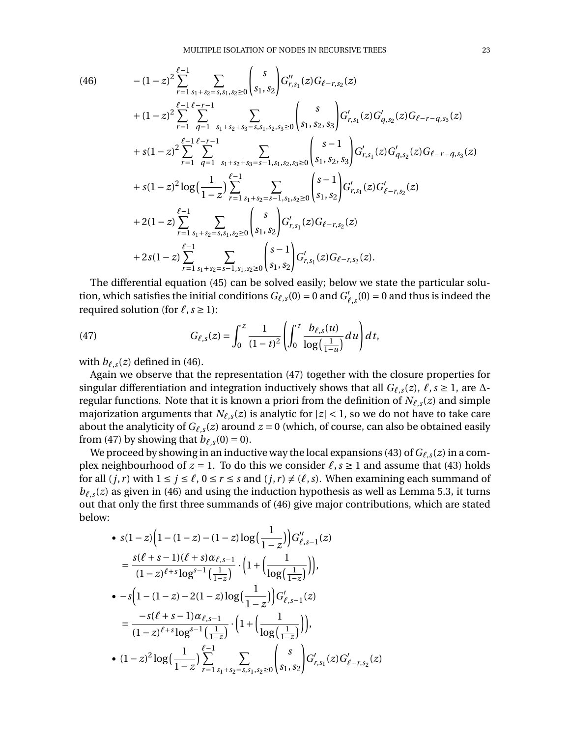$$
\begin{aligned}
&- (1-z)^2 \sum_{r=1}^{\ell-1} \sum_{s_1+s_2=s, s_1,s_2\ge 0} \binom{s}{s_1, s_2} G''_{r,s_1}(z) G_{\ell-r,s_2}(z) \\
&+ (1-z)^2 \sum_{r=1}^{\ell-1} \sum_{q=1}^{\ell-r-1} \sum_{s_1+s_2+s_3=s, s_1,s_2,s_3\ge 0} \binom{s}{s_1, s_2, s_3} G'_{r,s_1}(z) G'_{q,s_2}(z) G_{\ell-r-q,s_3}(z) \\
&+ s(1-z)^2 \sum_{r=1}^{\ell-1} \sum_{q=1}^{\ell-r-1} \sum_{s_1+s_2+s_3=s-1, s_1,s_2,s_3\ge 0} \binom{s-1}{s_1, s_2, s_3} G'_{r,s_1}(z) G'_{q,s_2}(z) G_{\ell-r-q,s_3}(z) \\
&+ s(1-z)^2 \log\big(\frac{1}{1-z}\big) \sum_{r=1}^{\ell-1} \sum_{s_1+s_2=s-1, s_1,s_2\ge 0} \binom{s-1}{s_1, s_2} G'_{r,s_1}(z) G'_{\ell-r,s_2}(z) \\
&+ 2(1-z) \sum_{r=1}^{\ell-1} \sum_{s_1+s_2=s, s_1,s_2\ge 0} \binom{s}{s_1, s_2} G'_{r,s_1}(z) G_{\ell-r,s_2}(z) \\
&+ 2s(1-z) \sum_{r=1}^{\ell-1} \sum_{s_1+s_2=s-1, s_1,s_2\ge 0} \binom{s-1}{s_1, s_2} G'_{r,s_1}(z) G_{\ell-r,s_2}(z).
\end{aligned} \tag{46}
$$

The differential equation (45) can be solved easily; below we state the particular solution, which satisfies the initial conditions $G_{\ell,s}(0) = 0$ and $G'_{\ell,s}(0) = 0$ and thus is indeed the required solution (for $\ell, s \ge 1$):

$$
G_{\ell,s}(z) = \int_0^z \frac{1}{(1-t)^2} \left( \int_0^t \frac{b_{\ell,s}(u)}{\log\big(\frac{1}{1-u}\big)} du \right) dt, \tag{47}
$$

with $b_{\ell,s}(z)$ defined in (46).

Again we observe that the representation (47) together with the closure properties for singular differentiation and integration inductively shows that all $G_{\ell,s}(z)$, $\ell, s \ge 1$, are $\Delta$-regular functions. Note that it is known a priori from the definition of $N_{\ell,s}(z)$ and simple majorization arguments that $N_{\ell,s}(z)$ is analytic for $|z| < 1$, so we do not have to take care about the analyticity of $G_{\ell,s}(z)$ around $z = 0$ (which, of course, can also be obtained easily from (47) by showing that $b_{\ell,s}(0) = 0$).

We proceed by showing in an inductive way the local expansions (43) of $G_{\ell,s}(z)$ in a complex neighbourhood of $z = 1$. To do this we consider $\ell, s \ge 1$ and assume that (43) holds for all $(j, r)$ with $1 \le j \le \ell$, $0 \le r \le s$ and $(j, r) \ne (\ell, s)$. When examining each summand of $b_{\ell,s}(z)$ as given in (46) and using the induction hypothesis as well as Lemma 5.3, it turns out that only the first three summands of (46) give major contributions, which are stated below:

- $s(1-z)\Big(1-(1-z)-(1-z)\log\big(\frac{1}{1-z}\big)\Big) G''_{\ell,s-1}(z)$
$$= \frac{s(\ell+s-1)(\ell+s)\alpha_{\ell,s-1}}{(1-z)^{\ell+s}\log^{s-1}\big(\frac{1}{1-z}\big)} \cdot \Big(1 + \Big(\frac{1}{\log\big(\frac{1}{1-z}\big)}\Big)\Big),$$
- $-s\Big(1-(1-z)-2(1-z)\log\big(\frac{1}{1-z}\big)\Big) G'_{\ell,s-1}(z)$
$$= \frac{-s(\ell+s-1)\alpha_{\ell,s-1}}{(1-z)^{\ell+s}\log^{s-1}\big(\frac{1}{1-z}\big)} \cdot \Big(1 + \Big(\frac{1}{\log\big(\frac{1}{1-z}\big)}\Big)\Big),$$
- $(1-z)^2 \log\big(\frac{1}{1-z}\big) \sum_{r=1}^{\ell-1} \sum_{s_1+s_2=s, s_1,s_2\ge 0} \binom{s}{s_1, s_2} G'_{r,s_1}(z) G'_{\ell-r,s_2}(z)$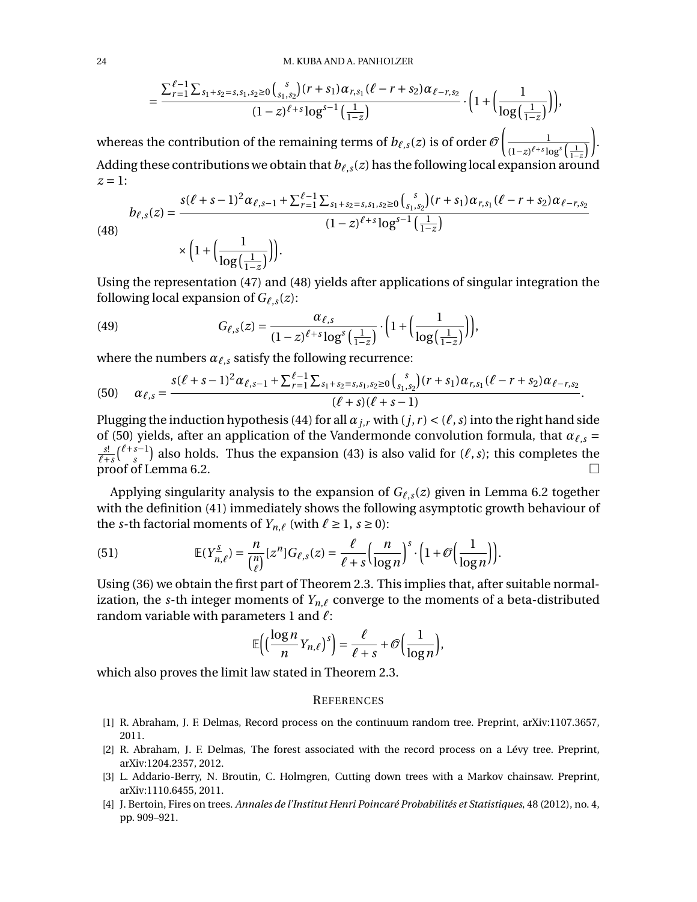$$= \frac{\sum_{r=1}^{\ell-1} \sum_{s_1+s_2=s, s_1,s_2 \ge 0} \binom{s}{s_1,s_2} (r+s_1) \alpha_{r,s_1} (\ell-r+s_2) \alpha_{\ell-r,s_2}}{(1-z)^{\ell+s} \log^{s-1}\left(\frac{1}{1-z}\right)} \cdot \left(1 + \left(\frac{1}{\log\left(\frac{1}{1-z}\right)}\right)\right),$$

whereas the contribution of the remaining terms of $b_{\ell,s}(z)$ is of order $\mathcal{O}\left(\frac{1}{(1-z)^{\ell+s} \log^s\left(\frac{1}{1-z}\right)}\right)$. Adding these contributions we obtain that $b_{\ell,s}(z)$ has the following local expansion around $z = 1$:

$$b_{\ell,s}(z) = \frac{s(\ell+s-1)^2 \alpha_{\ell,s-1} + \sum_{r=1}^{\ell-1} \sum_{s_1+s_2=s, s_1,s_2 \ge 0} \binom{s}{s_1,s_2} (r+s_1) \alpha_{r,s_1} (\ell-r+s_2) \alpha_{\ell-r,s_2}}{(1-z)^{\ell+s} \log^{s-1}\left(\frac{1}{1-z}\right)} \times \left(1 + \left(\frac{1}{\log\left(\frac{1}{1-z}\right)}\right)\right). \tag{48}$$

Using the representation (47) and (48) yields after applications of singular integration the following local expansion of $G_{\ell,s}(z)$:

$$G_{\ell,s}(z) = \frac{\alpha_{\ell,s}}{(1-z)^{\ell+s} \log^s\left(\frac{1}{1-z}\right)} \cdot \left(1 + \left(\frac{1}{\log\left(\frac{1}{1-z}\right)}\right)\right), \tag{49}$$

where the numbers $\alpha_{\ell,s}$ satisfy the following recurrence:

$$\alpha_{\ell,s} = \frac{s(\ell+s-1)^2 \alpha_{\ell,s-1} + \sum_{r=1}^{\ell-1} \sum_{s_1+s_2=s, s_1,s_2 \ge 0} \binom{s}{s_1,s_2} (r+s_1) \alpha_{r,s_1} (\ell-r+s_2) \alpha_{\ell-r,s_2}}{(\ell+s)(\ell+s-1)}. \tag{50}$$

Plugging the induction hypothesis (44) for all $\alpha_{j,r}$ with $(j,r) < (\ell,s)$ into the right hand side of (50) yields, after an application of the Vandermonde convolution formula, that $\alpha_{\ell,s} = \frac{s!}{\ell+s}\binom{\ell+s-1}{s}$ also holds. Thus the expansion (43) is also valid for $(\ell,s)$; this completes the proof of Lemma 6.2. □

Applying singularity analysis to the expansion of $G_{\ell,s}(z)$ given in Lemma 6.2 together with the definition (41) immediately shows the following asymptotic growth behaviour of the $s$-th factorial moments of $Y_{n,\ell}$ (with $\ell \ge 1$, $s \ge 0$):

$$\mathbb{E}(Y_{n,\ell}^{\underline{s}}) = \frac{n}{\binom{n}{\ell}} [z^n] G_{\ell,s}(z) = \frac{\ell}{\ell+s} \left(\frac{n}{\log n}\right)^s \cdot \left(1 + \mathcal{O}\left(\frac{1}{\log n}\right)\right). \tag{51}$$

Using (36) we obtain the first part of Theorem 2.3. This implies that, after suitable normalization, the $s$-th integer moments of $Y_{n,\ell}$ converge to the moments of a beta-distributed random variable with parameters 1 and $\ell$:

$$\mathbb{E}\left(\left(\frac{\log n}{n} Y_{n,\ell}\right)^s\right) = \frac{\ell}{\ell+s} + \mathcal{O}\left(\frac{1}{\log n}\right),$$

which also proves the limit law stated in Theorem 2.3.

## References

[1] R. Abraham, J. F. Delmas, Record process on the continuum random tree. Preprint, arXiv:1107.3657, 2011.

[2] R. Abraham, J. F. Delmas, The forest associated with the record process on a Lévy tree. Preprint, arXiv:1204.2357, 2012.

[3] L. Addario-Berry, N. Broutin, C. Holmgren, Cutting down trees with a Markov chainsaw. Preprint, arXiv:1110.6455, 2011.

[4] J. Bertoin, Fires on trees. *Annales de l'Institut Henri Poincaré Probabilités et Statistiques*, 48 (2012), no. 4, pp. 909–921.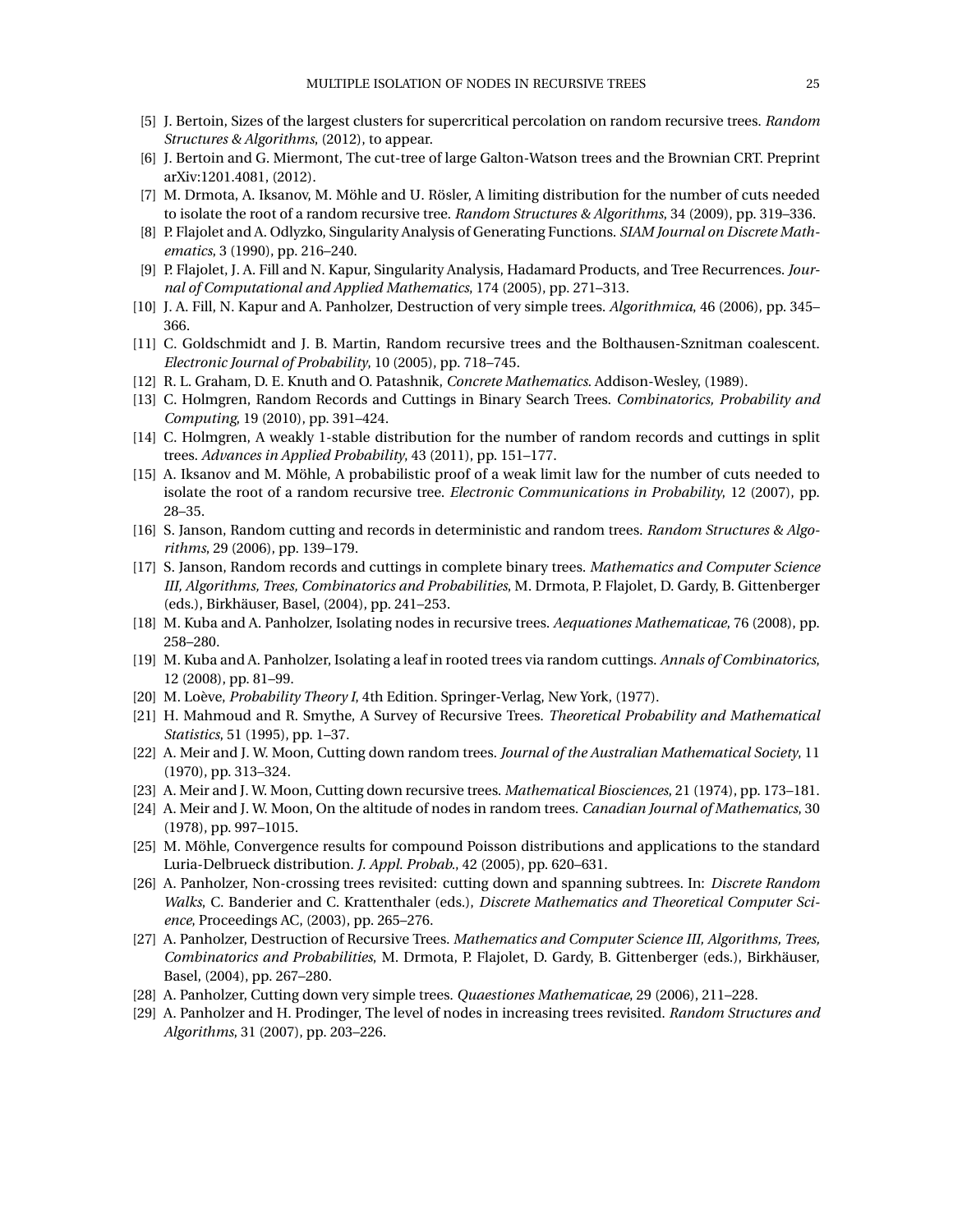[5] J. Bertoin, Sizes of the largest clusters for supercritical percolation on random recursive trees. *Random Structures & Algorithms*, (2012), to appear.

[6] J. Bertoin and G. Miermont, The cut-tree of large Galton-Watson trees and the Brownian CRT. Preprint arXiv:1201.4081, (2012).

[7] M. Drmota, A. Iksanov, M. Möhle and U. Rösler, A limiting distribution for the number of cuts needed to isolate the root of a random recursive tree. *Random Structures & Algorithms*, 34 (2009), pp. 319–336.

[8] P. Flajolet and A. Odlyzko, Singularity Analysis of Generating Functions. *SIAM Journal on Discrete Mathematics*, 3 (1990), pp. 216–240.

[9] P. Flajolet, J. A. Fill and N. Kapur, Singularity Analysis, Hadamard Products, and Tree Recurrences. *Journal of Computational and Applied Mathematics*, 174 (2005), pp. 271–313.

[10] J. A. Fill, N. Kapur and A. Panholzer, Destruction of very simple trees. *Algorithmica*, 46 (2006), pp. 345–366.

[11] C. Goldschmidt and J. B. Martin, Random recursive trees and the Bolthausen-Sznitman coalescent. *Electronic Journal of Probability*, 10 (2005), pp. 718–745.

[12] R. L. Graham, D. E. Knuth and O. Patashnik, *Concrete Mathematics*. Addison-Wesley, (1989).

[13] C. Holmgren, Random Records and Cuttings in Binary Search Trees. *Combinatorics, Probability and Computing*, 19 (2010), pp. 391–424.

[14] C. Holmgren, A weakly 1-stable distribution for the number of random records and cuttings in split trees. *Advances in Applied Probability*, 43 (2011), pp. 151–177.

[15] A. Iksanov and M. Möhle, A probabilistic proof of a weak limit law for the number of cuts needed to isolate the root of a random recursive tree. *Electronic Communications in Probability*, 12 (2007), pp. 28–35.

[16] S. Janson, Random cutting and records in deterministic and random trees. *Random Structures & Algorithms*, 29 (2006), pp. 139–179.

[17] S. Janson, Random records and cuttings in complete binary trees. *Mathematics and Computer Science III, Algorithms, Trees, Combinatorics and Probabilities*, M. Drmota, P. Flajolet, D. Gardy, B. Gittenberger (eds.), Birkhäuser, Basel, (2004), pp. 241–253.

[18] M. Kuba and A. Panholzer, Isolating nodes in recursive trees. *Aequationes Mathematicae*, 76 (2008), pp. 258–280.

[19] M. Kuba and A. Panholzer, Isolating a leaf in rooted trees via random cuttings. *Annals of Combinatorics*, 12 (2008), pp. 81–99.

[20] M. Loève, *Probability Theory I*, 4th Edition. Springer-Verlag, New York, (1977).

[21] H. Mahmoud and R. Smythe, A Survey of Recursive Trees. *Theoretical Probability and Mathematical Statistics*, 51 (1995), pp. 1–37.

[22] A. Meir and J. W. Moon, Cutting down random trees. *Journal of the Australian Mathematical Society*, 11 (1970), pp. 313–324.

[23] A. Meir and J. W. Moon, Cutting down recursive trees. *Mathematical Biosciences*, 21 (1974), pp. 173–181.

[24] A. Meir and J. W. Moon, On the altitude of nodes in random trees. *Canadian Journal of Mathematics*, 30 (1978), pp. 997–1015.

[25] M. Möhle, Convergence results for compound Poisson distributions and applications to the standard Luria-Delbrueck distribution. *J. Appl. Probab.*, 42 (2005), pp. 620–631.

[26] A. Panholzer, Non-crossing trees revisited: cutting down and spanning subtrees. In: *Discrete Random Walks*, C. Banderier and C. Krattenthaler (eds.), *Discrete Mathematics and Theoretical Computer Science*, Proceedings AC, (2003), pp. 265–276.

[27] A. Panholzer, Destruction of Recursive Trees. *Mathematics and Computer Science III, Algorithms, Trees, Combinatorics and Probabilities*, M. Drmota, P. Flajolet, D. Gardy, B. Gittenberger (eds.), Birkhäuser, Basel, (2004), pp. 267–280.

[28] A. Panholzer, Cutting down very simple trees. *Quaestiones Mathematicae*, 29 (2006), 211–228.

[29] A. Panholzer and H. Prodinger, The level of nodes in increasing trees revisited. *Random Structures and Algorithms*, 31 (2007), pp. 203–226.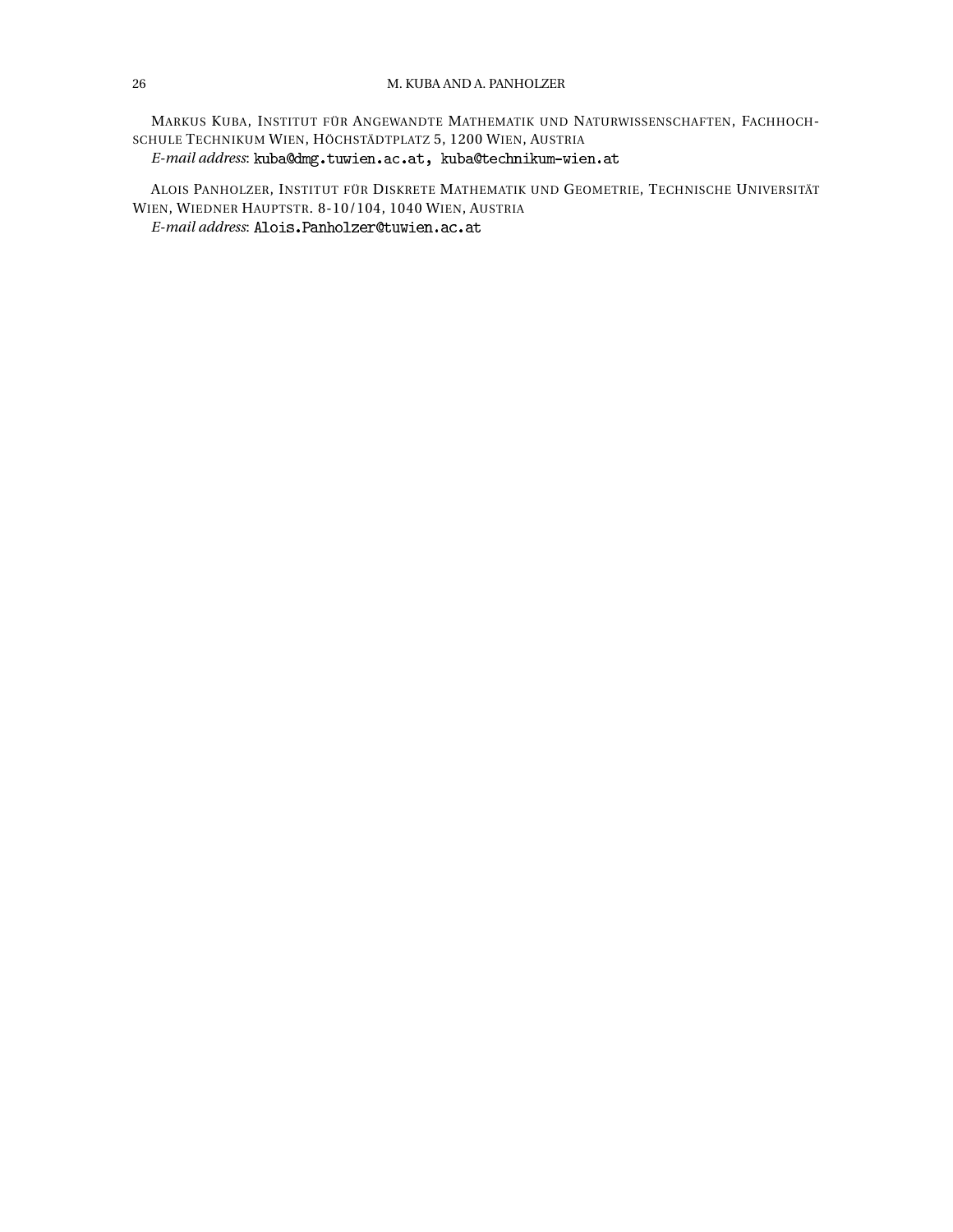Markus Kuba, Institut für Angewandte Mathematik und Naturwissenschaften, Fachhochschule Technikum Wien, Höchstädtplatz 5, 1200 Wien, Austria
*E-mail address*: kuba@dmg.tuwien.ac.at, kuba@technikum-wien.at

Alois Panholzer, Institut für Diskrete Mathematik und Geometrie, Technische Universität Wien, Wiedner Hauptstr. 8-10/104, 1040 Wien, Austria
*E-mail address*: Alois.Panholzer@tuwien.ac.at